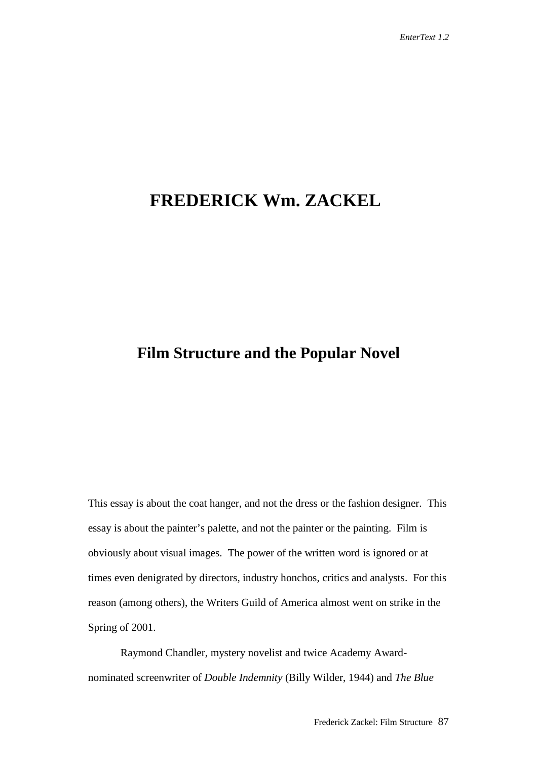# FREDERICK Wm. ZACKEL

## Film Structure and the Popular Novel

This essay is about the coat hanger, and not the dress or the fashion designer. This essay is about the painter's palette, and not the painter or the painting. Film is obviously about visual images. The power of the written word is ignored or at times even denigrated by directors, industry honchos, critics and analysts. For this reason (among others), the Writers Guild of America almost went on strike in the Spring of 2001.

Raymond Chandler, mystery novelist and twice Academy Award-nominated screenwriter of *Double Indemnity* (Billy Wilder, 1944) and *The Blue*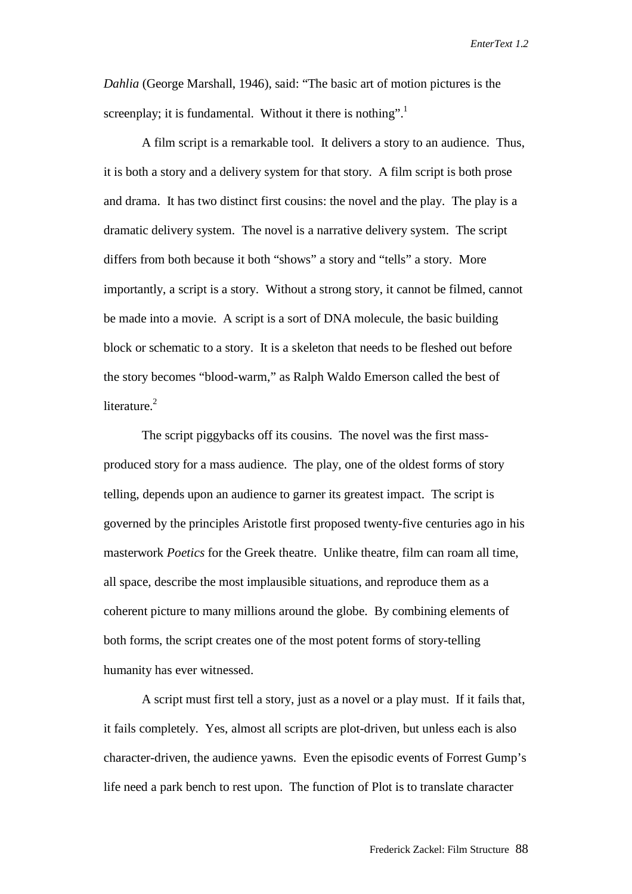*Dahlia* (George Marshall, 1946), said: "The basic art of motion pictures is the screenplay; it is fundamental. Without it there is nothing".[1]

A film script is a remarkable tool. It delivers a story to an audience. Thus, it is both a story and a delivery system for that story. A film script is both prose and drama. It has two distinct first cousins: the novel and the play. The play is a dramatic delivery system. The novel is a narrative delivery system. The script differs from both because it both "shows" a story and "tells" a story. More importantly, a script is a story. Without a strong story, it cannot be filmed, cannot be made into a movie. A script is a sort of DNA molecule, the basic building block or schematic to a story. It is a skeleton that needs to be fleshed out before the story becomes "blood-warm," as Ralph Waldo Emerson called the best of literature.[2]

The script piggybacks off its cousins. The novel was the first mass-produced story for a mass audience. The play, one of the oldest forms of story telling, depends upon an audience to garner its greatest impact. The script is governed by the principles Aristotle first proposed twenty-five centuries ago in his masterwork *Poetics* for the Greek theatre. Unlike theatre, film can roam all time, all space, describe the most implausible situations, and reproduce them as a coherent picture to many millions around the globe. By combining elements of both forms, the script creates one of the most potent forms of story-telling humanity has ever witnessed.

A script must first tell a story, just as a novel or a play must. If it fails that, it fails completely. Yes, almost all scripts are plot-driven, but unless each is also character-driven, the audience yawns. Even the episodic events of Forrest Gump's life need a park bench to rest upon. The function of Plot is to translate character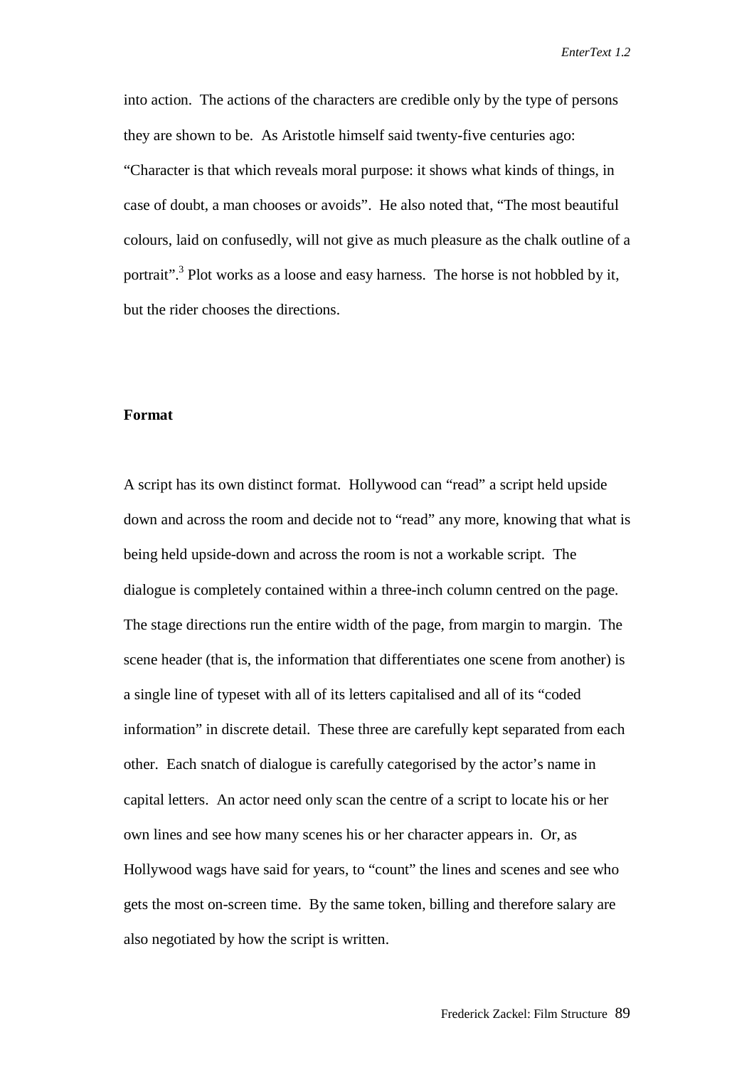into action. The actions of the characters are credible only by the type of persons they are shown to be. As Aristotle himself said twenty-five centuries ago: "Character is that which reveals moral purpose: it shows what kinds of things, in case of doubt, a man chooses or avoids". He also noted that, "The most beautiful colours, laid on confusedly, will not give as much pleasure as the chalk outline of a portrait".[3] Plot works as a loose and easy harness. The horse is not hobbled by it, but the rider chooses the directions.

**Format**

A script has its own distinct format. Hollywood can "read" a script held upside down and across the room and decide not to "read" any more, knowing that what is being held upside-down and across the room is not a workable script. The dialogue is completely contained within a three-inch column centred on the page. The stage directions run the entire width of the page, from margin to margin. The scene header (that is, the information that differentiates one scene from another) is a single line of typeset with all of its letters capitalised and all of its "coded information" in discrete detail. These three are carefully kept separated from each other. Each snatch of dialogue is carefully categorised by the actor's name in capital letters. An actor need only scan the centre of a script to locate his or her own lines and see how many scenes his or her character appears in. Or, as Hollywood wags have said for years, to "count" the lines and scenes and see who gets the most on-screen time. By the same token, billing and therefore salary are also negotiated by how the script is written.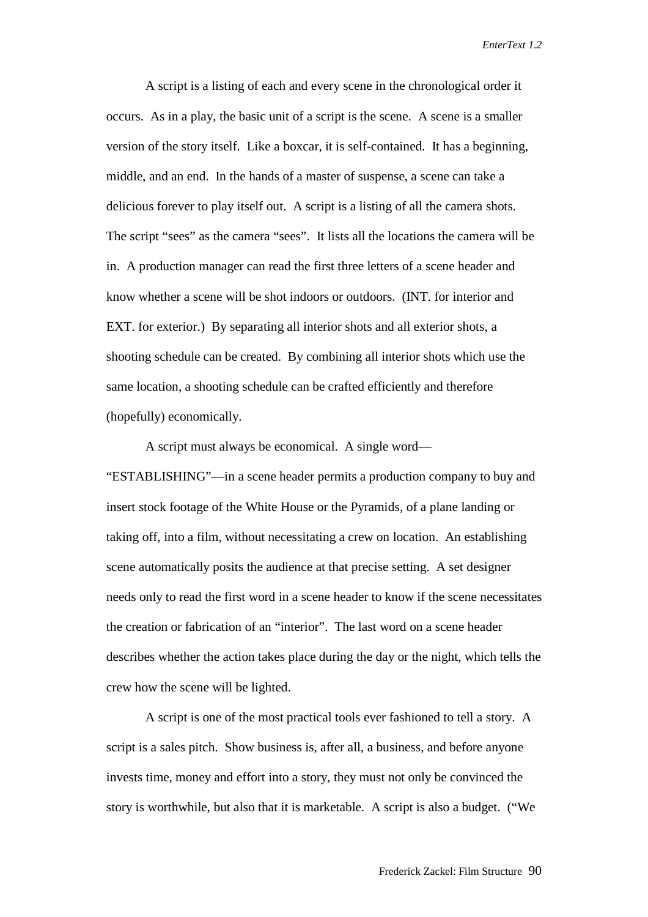A script is a listing of each and every scene in the chronological order it occurs. As in a play, the basic unit of a script is the scene. A scene is a smaller version of the story itself. Like a boxcar, it is self-contained. It has a beginning, middle, and an end. In the hands of a master of suspense, a scene can take a delicious forever to play itself out. A script is a listing of all the camera shots. The script "sees" as the camera "sees". It lists all the locations the camera will be in. A production manager can read the first three letters of a scene header and know whether a scene will be shot indoors or outdoors. (INT. for interior and EXT. for exterior.) By separating all interior shots and all exterior shots, a shooting schedule can be created. By combining all interior shots which use the same location, a shooting schedule can be crafted efficiently and therefore (hopefully) economically.

A script must always be economical. A single word—"ESTABLISHING"—in a scene header permits a production company to buy and insert stock footage of the White House or the Pyramids, of a plane landing or taking off, into a film, without necessitating a crew on location. An establishing scene automatically posits the audience at that precise setting. A set designer needs only to read the first word in a scene header to know if the scene necessitates the creation or fabrication of an "interior". The last word on a scene header describes whether the action takes place during the day or the night, which tells the crew how the scene will be lighted.

A script is one of the most practical tools ever fashioned to tell a story. A script is a sales pitch. Show business is, after all, a business, and before anyone invests time, money and effort into a story, they must not only be convinced the story is worthwhile, but also that it is marketable. A script is also a budget. ("We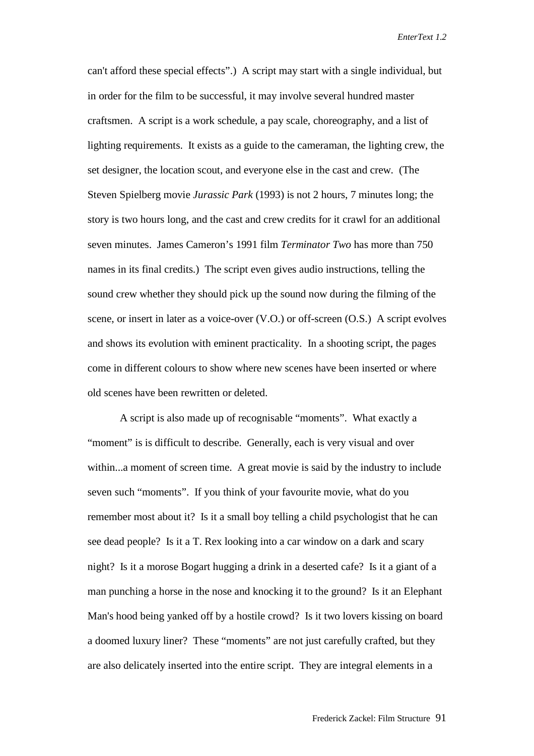can't afford these special effects".)  A script may start with a single individual, but in order for the film to be successful, it may involve several hundred master craftsmen.  A script is a work schedule, a pay scale, choreography, and a list of lighting requirements.  It exists as a guide to the cameraman, the lighting crew, the set designer, the location scout, and everyone else in the cast and crew.  (The Steven Spielberg movie *Jurassic Park* (1993) is not 2 hours, 7 minutes long; the story is two hours long, and the cast and crew credits for it crawl for an additional seven minutes.  James Cameron's 1991 film *Terminator Two* has more than 750 names in its final credits.)  The script even gives audio instructions, telling the sound crew whether they should pick up the sound now during the filming of the scene, or insert in later as a voice-over (V.O.) or off-screen (O.S.)  A script evolves and shows its evolution with eminent practicality.  In a shooting script, the pages come in different colours to show where new scenes have been inserted or where old scenes have been rewritten or deleted.

A script is also made up of recognisable "moments".  What exactly a "moment" is is difficult to describe.  Generally, each is very visual and over within...a moment of screen time.  A great movie is said by the industry to include seven such "moments".  If you think of your favourite movie, what do you remember most about it?  Is it a small boy telling a child psychologist that he can see dead people?  Is it a T. Rex looking into a car window on a dark and scary night?  Is it a morose Bogart hugging a drink in a deserted cafe?  Is it a giant of a man punching a horse in the nose and knocking it to the ground?  Is it an Elephant Man's hood being yanked off by a hostile crowd?  Is it two lovers kissing on board a doomed luxury liner?  These "moments" are not just carefully crafted, but they are also delicately inserted into the entire script.  They are integral elements in a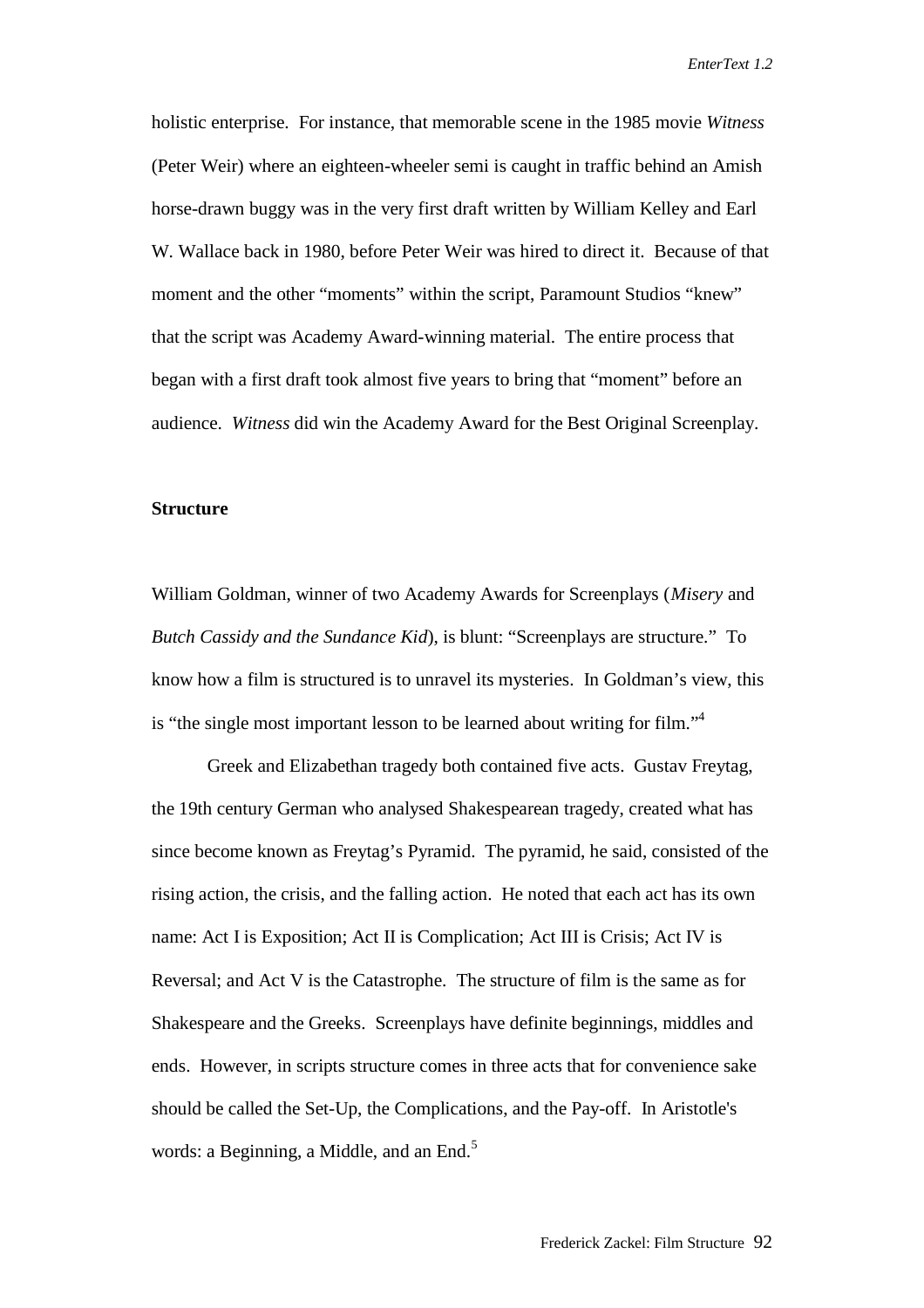holistic enterprise. For instance, that memorable scene in the 1985 movie *Witness* (Peter Weir) where an eighteen-wheeler semi is caught in traffic behind an Amish horse-drawn buggy was in the very first draft written by William Kelley and Earl W. Wallace back in 1980, before Peter Weir was hired to direct it. Because of that moment and the other "moments" within the script, Paramount Studios "knew" that the script was Academy Award-winning material. The entire process that began with a first draft took almost five years to bring that "moment" before an audience. *Witness* did win the Academy Award for the Best Original Screenplay.

**Structure**

William Goldman, winner of two Academy Awards for Screenplays (*Misery* and *Butch Cassidy and the Sundance Kid*), is blunt: "Screenplays are structure." To know how a film is structured is to unravel its mysteries. In Goldman's view, this is "the single most important lesson to be learned about writing for film."[4]

Greek and Elizabethan tragedy both contained five acts. Gustav Freytag, the 19th century German who analysed Shakespearean tragedy, created what has since become known as Freytag's Pyramid. The pyramid, he said, consisted of the rising action, the crisis, and the falling action. He noted that each act has its own name: Act I is Exposition; Act II is Complication; Act III is Crisis; Act IV is Reversal; and Act V is the Catastrophe. The structure of film is the same as for Shakespeare and the Greeks. Screenplays have definite beginnings, middles and ends. However, in scripts structure comes in three acts that for convenience sake should be called the Set-Up, the Complications, and the Pay-off. In Aristotle's words: a Beginning, a Middle, and an End.[5]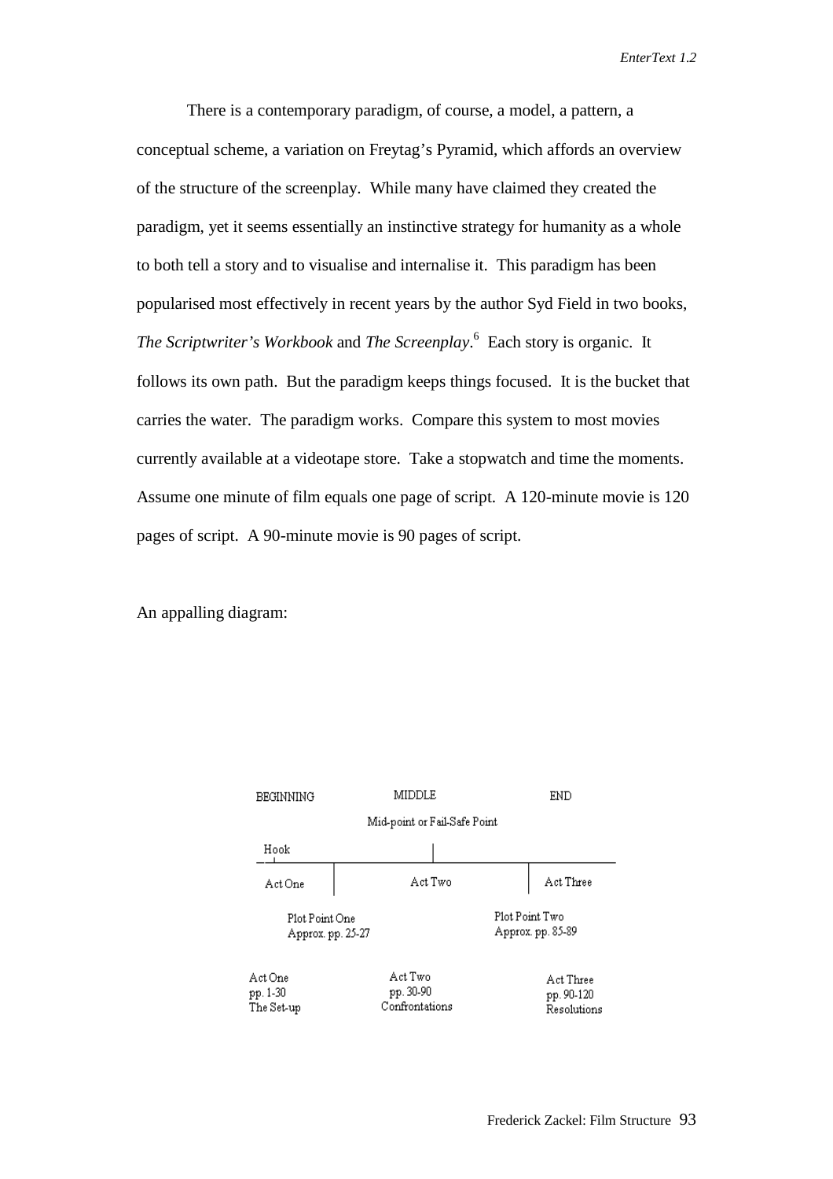There is a contemporary paradigm, of course, a model, a pattern, a conceptual scheme, a variation on Freytag's Pyramid, which affords an overview of the structure of the screenplay. While many have claimed they created the paradigm, yet it seems essentially an instinctive strategy for humanity as a whole to both tell a story and to visualise and internalise it. This paradigm has been popularised most effectively in recent years by the author Syd Field in two books, *The Scriptwriter's Workbook* and *The Screenplay*.[6] Each story is organic. It follows its own path. But the paradigm keeps things focused. It is the bucket that carries the water. The paradigm works. Compare this system to most movies currently available at a videotape store. Take a stopwatch and time the moments. Assume one minute of film equals one page of script. A 120-minute movie is 120 pages of script. A 90-minute movie is 90 pages of script.

An appalling diagram:

BEGINNING — MIDDLE — END

Mid-point or Fail-Safe Point

Hook

Act One | Act Two | Act Three

Plot Point One
Approx. pp. 25-27

Plot Point Two
Approx. pp. 85-89

| Act One | Act Two | Act Three |
|---|---|---|
| pp. 1-30 | pp. 30-90 | pp. 90-120 |
| The Set-up | Confrontations | Resolutions |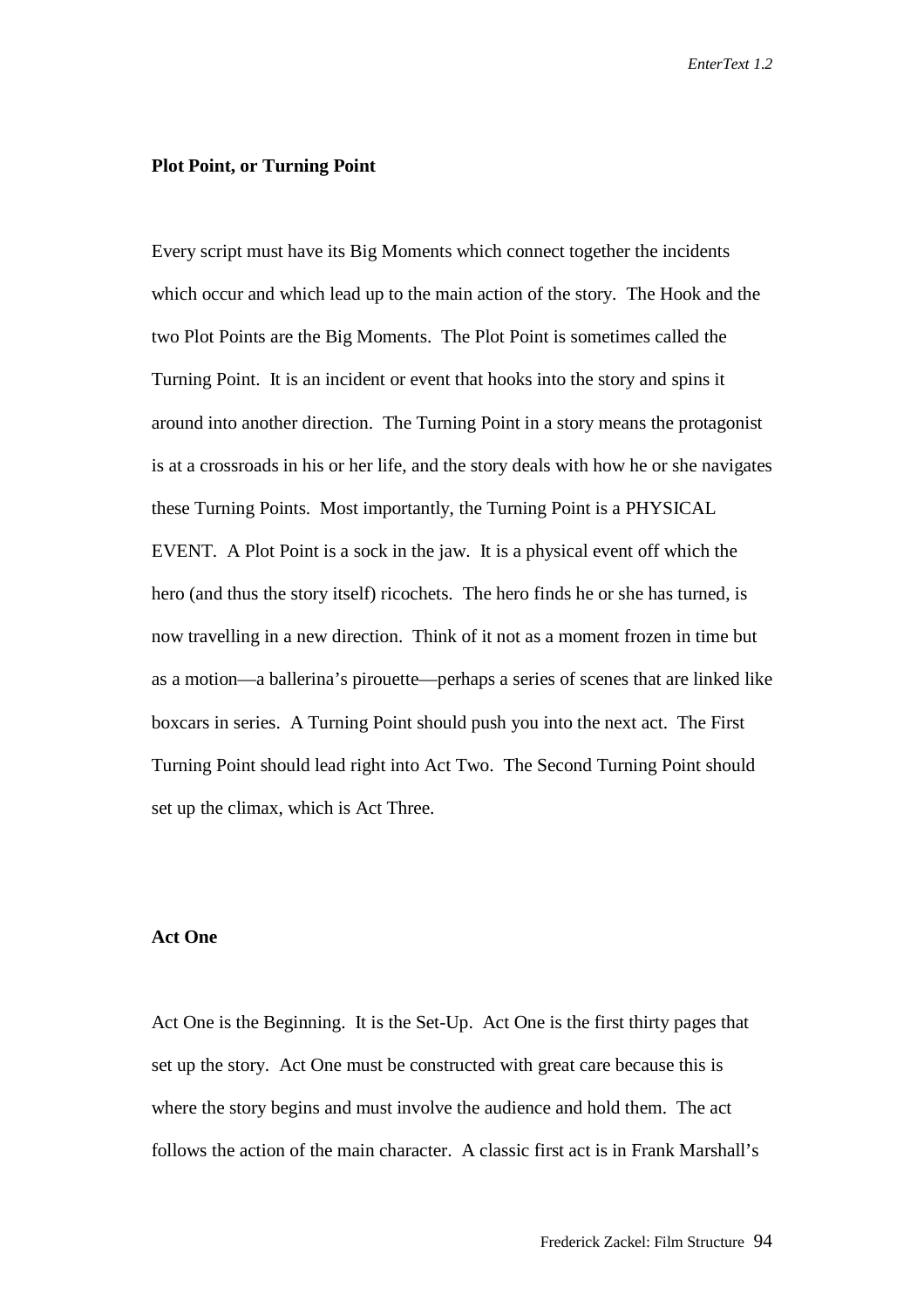**Plot Point, or Turning Point**

Every script must have its Big Moments which connect together the incidents which occur and which lead up to the main action of the story. The Hook and the two Plot Points are the Big Moments. The Plot Point is sometimes called the Turning Point. It is an incident or event that hooks into the story and spins it around into another direction. The Turning Point in a story means the protagonist is at a crossroads in his or her life, and the story deals with how he or she navigates these Turning Points. Most importantly, the Turning Point is a PHYSICAL EVENT. A Plot Point is a sock in the jaw. It is a physical event off which the hero (and thus the story itself) ricochets. The hero finds he or she has turned, is now travelling in a new direction. Think of it not as a moment frozen in time but as a motion—a ballerina's pirouette—perhaps a series of scenes that are linked like boxcars in series. A Turning Point should push you into the next act. The First Turning Point should lead right into Act Two. The Second Turning Point should set up the climax, which is Act Three.

**Act One**

Act One is the Beginning. It is the Set-Up. Act One is the first thirty pages that set up the story. Act One must be constructed with great care because this is where the story begins and must involve the audience and hold them. The act follows the action of the main character. A classic first act is in Frank Marshall's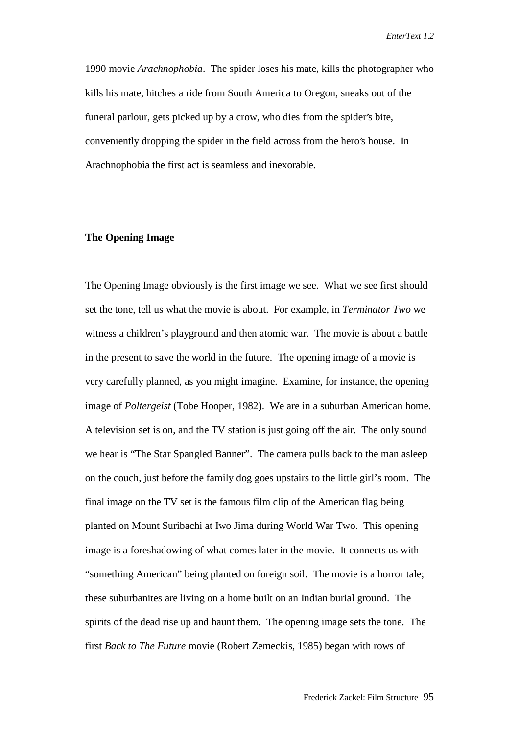1990 movie *Arachnophobia*. The spider loses his mate, kills the photographer who kills his mate, hitches a ride from South America to Oregon, sneaks out of the funeral parlour, gets picked up by a crow, who dies from the spider's bite, conveniently dropping the spider in the field across from the hero's house. In Arachnophobia the first act is seamless and inexorable.

**The Opening Image**

The Opening Image obviously is the first image we see. What we see first should set the tone, tell us what the movie is about. For example, in *Terminator Two* we witness a children's playground and then atomic war. The movie is about a battle in the present to save the world in the future. The opening image of a movie is very carefully planned, as you might imagine. Examine, for instance, the opening image of *Poltergeist* (Tobe Hooper, 1982). We are in a suburban American home. A television set is on, and the TV station is just going off the air. The only sound we hear is "The Star Spangled Banner". The camera pulls back to the man asleep on the couch, just before the family dog goes upstairs to the little girl's room. The final image on the TV set is the famous film clip of the American flag being planted on Mount Suribachi at Iwo Jima during World War Two. This opening image is a foreshadowing of what comes later in the movie. It connects us with "something American" being planted on foreign soil. The movie is a horror tale; these suburbanites are living on a home built on an Indian burial ground. The spirits of the dead rise up and haunt them. The opening image sets the tone. The first *Back to The Future* movie (Robert Zemeckis, 1985) began with rows of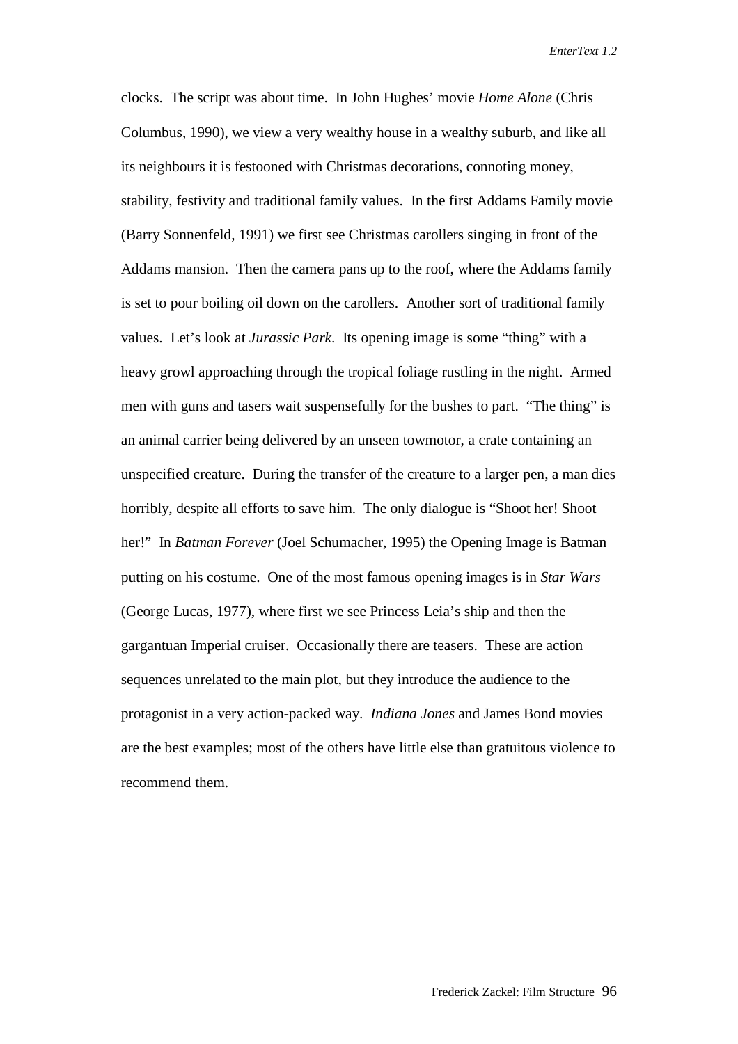clocks. The script was about time. In John Hughes' movie *Home Alone* (Chris Columbus, 1990), we view a very wealthy house in a wealthy suburb, and like all its neighbours it is festooned with Christmas decorations, connoting money, stability, festivity and traditional family values. In the first Addams Family movie (Barry Sonnenfeld, 1991) we first see Christmas carollers singing in front of the Addams mansion. Then the camera pans up to the roof, where the Addams family is set to pour boiling oil down on the carollers. Another sort of traditional family values. Let's look at *Jurassic Park*. Its opening image is some "thing" with a heavy growl approaching through the tropical foliage rustling in the night. Armed men with guns and tasers wait suspensefully for the bushes to part. "The thing" is an animal carrier being delivered by an unseen towmotor, a crate containing an unspecified creature. During the transfer of the creature to a larger pen, a man dies horribly, despite all efforts to save him. The only dialogue is "Shoot her! Shoot her!" In *Batman Forever* (Joel Schumacher, 1995) the Opening Image is Batman putting on his costume. One of the most famous opening images is in *Star Wars* (George Lucas, 1977), where first we see Princess Leia's ship and then the gargantuan Imperial cruiser. Occasionally there are teasers. These are action sequences unrelated to the main plot, but they introduce the audience to the protagonist in a very action-packed way. *Indiana Jones* and James Bond movies are the best examples; most of the others have little else than gratuitous violence to recommend them.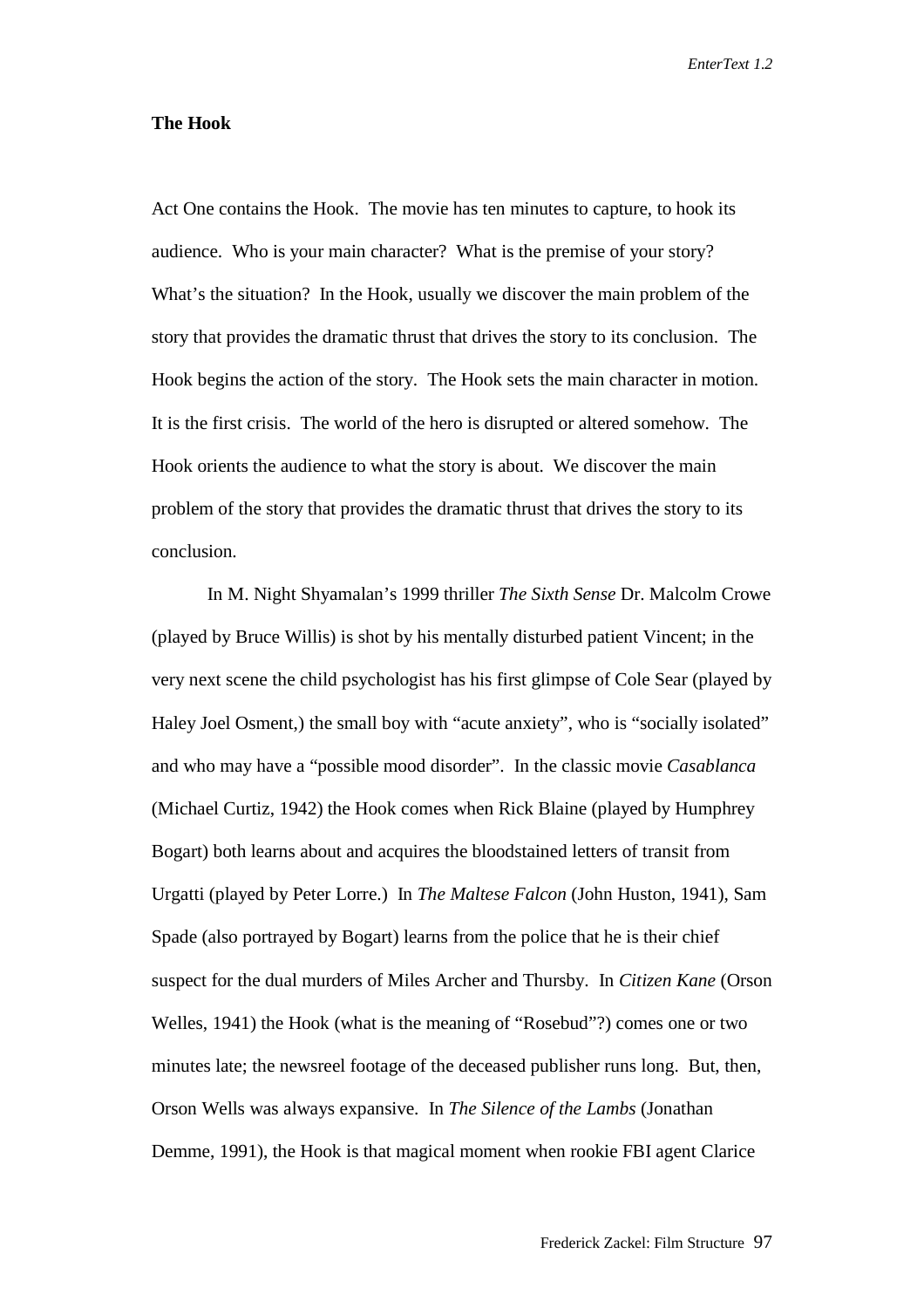**The Hook**

Act One contains the Hook. The movie has ten minutes to capture, to hook its audience. Who is your main character? What is the premise of your story? What's the situation? In the Hook, usually we discover the main problem of the story that provides the dramatic thrust that drives the story to its conclusion. The Hook begins the action of the story. The Hook sets the main character in motion. It is the first crisis. The world of the hero is disrupted or altered somehow. The Hook orients the audience to what the story is about. We discover the main problem of the story that provides the dramatic thrust that drives the story to its conclusion.

In M. Night Shyamalan's 1999 thriller *The Sixth Sense* Dr. Malcolm Crowe (played by Bruce Willis) is shot by his mentally disturbed patient Vincent; in the very next scene the child psychologist has his first glimpse of Cole Sear (played by Haley Joel Osment,) the small boy with "acute anxiety", who is "socially isolated" and who may have a "possible mood disorder". In the classic movie *Casablanca* (Michael Curtiz, 1942) the Hook comes when Rick Blaine (played by Humphrey Bogart) both learns about and acquires the bloodstained letters of transit from Urgatti (played by Peter Lorre.) In *The Maltese Falcon* (John Huston, 1941), Sam Spade (also portrayed by Bogart) learns from the police that he is their chief suspect for the dual murders of Miles Archer and Thursby. In *Citizen Kane* (Orson Welles, 1941) the Hook (what is the meaning of "Rosebud"?) comes one or two minutes late; the newsreel footage of the deceased publisher runs long. But, then, Orson Wells was always expansive. In *The Silence of the Lambs* (Jonathan Demme, 1991), the Hook is that magical moment when rookie FBI agent Clarice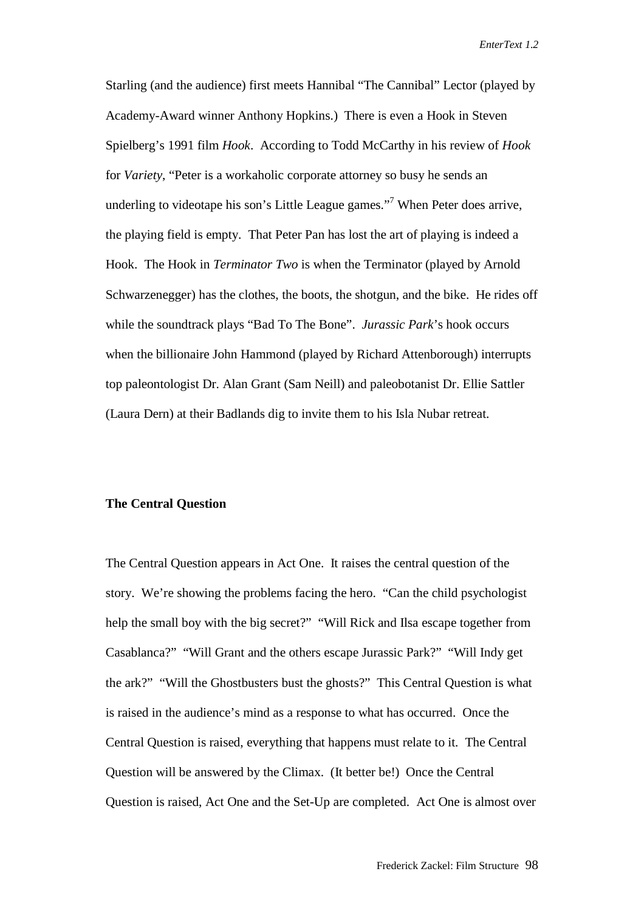Starling (and the audience) first meets Hannibal "The Cannibal" Lector (played by Academy-Award winner Anthony Hopkins.) There is even a Hook in Steven Spielberg's 1991 film *Hook*. According to Todd McCarthy in his review of *Hook* for *Variety*, "Peter is a workaholic corporate attorney so busy he sends an underling to videotape his son's Little League games."[7] When Peter does arrive, the playing field is empty. That Peter Pan has lost the art of playing is indeed a Hook. The Hook in *Terminator Two* is when the Terminator (played by Arnold Schwarzenegger) has the clothes, the boots, the shotgun, and the bike. He rides off while the soundtrack plays "Bad To The Bone". *Jurassic Park*'s hook occurs when the billionaire John Hammond (played by Richard Attenborough) interrupts top paleontologist Dr. Alan Grant (Sam Neill) and paleobotanist Dr. Ellie Sattler (Laura Dern) at their Badlands dig to invite them to his Isla Nubar retreat.

**The Central Question**

The Central Question appears in Act One. It raises the central question of the story. We're showing the problems facing the hero. "Can the child psychologist help the small boy with the big secret?" "Will Rick and Ilsa escape together from Casablanca?" "Will Grant and the others escape Jurassic Park?" "Will Indy get the ark?" "Will the Ghostbusters bust the ghosts?" This Central Question is what is raised in the audience's mind as a response to what has occurred. Once the Central Question is raised, everything that happens must relate to it. The Central Question will be answered by the Climax. (It better be!) Once the Central Question is raised, Act One and the Set-Up are completed. Act One is almost over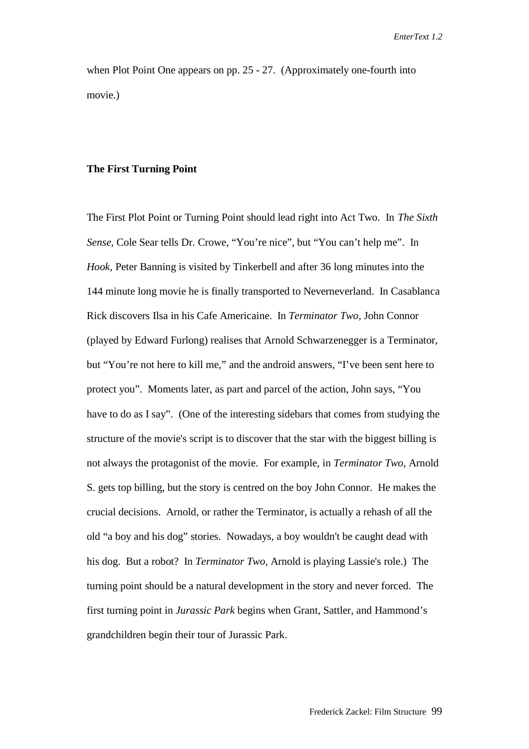when Plot Point One appears on pp. 25 - 27. (Approximately one-fourth into movie.)

**The First Turning Point**

The First Plot Point or Turning Point should lead right into Act Two. In *The Sixth Sense*, Cole Sear tells Dr. Crowe, "You're nice", but "You can't help me". In *Hook*, Peter Banning is visited by Tinkerbell and after 36 long minutes into the 144 minute long movie he is finally transported to Neverneverland. In Casablanca Rick discovers Ilsa in his Cafe Americaine. In *Terminator Two*, John Connor (played by Edward Furlong) realises that Arnold Schwarzenegger is a Terminator, but "You're not here to kill me," and the android answers, "I've been sent here to protect you". Moments later, as part and parcel of the action, John says, "You have to do as I say". (One of the interesting sidebars that comes from studying the structure of the movie's script is to discover that the star with the biggest billing is not always the protagonist of the movie. For example, in *Terminator Two*, Arnold S. gets top billing, but the story is centred on the boy John Connor. He makes the crucial decisions. Arnold, or rather the Terminator, is actually a rehash of all the old "a boy and his dog" stories. Nowadays, a boy wouldn't be caught dead with his dog. But a robot? In *Terminator Two*, Arnold is playing Lassie's role.) The turning point should be a natural development in the story and never forced. The first turning point in *Jurassic Park* begins when Grant, Sattler, and Hammond's grandchildren begin their tour of Jurassic Park.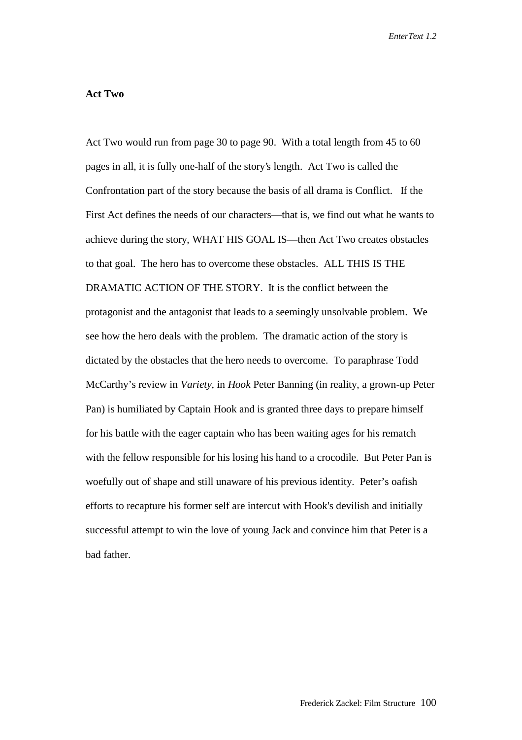**Act Two**

Act Two would run from page 30 to page 90. With a total length from 45 to 60 pages in all, it is fully one-half of the story's length. Act Two is called the Confrontation part of the story because the basis of all drama is Conflict. If the First Act defines the needs of our characters—that is, we find out what he wants to achieve during the story, WHAT HIS GOAL IS—then Act Two creates obstacles to that goal. The hero has to overcome these obstacles. ALL THIS IS THE DRAMATIC ACTION OF THE STORY. It is the conflict between the protagonist and the antagonist that leads to a seemingly unsolvable problem. We see how the hero deals with the problem. The dramatic action of the story is dictated by the obstacles that the hero needs to overcome. To paraphrase Todd McCarthy's review in *Variety*, in *Hook* Peter Banning (in reality, a grown-up Peter Pan) is humiliated by Captain Hook and is granted three days to prepare himself for his battle with the eager captain who has been waiting ages for his rematch with the fellow responsible for his losing his hand to a crocodile. But Peter Pan is woefully out of shape and still unaware of his previous identity. Peter's oafish efforts to recapture his former self are intercut with Hook's devilish and initially successful attempt to win the love of young Jack and convince him that Peter is a bad father.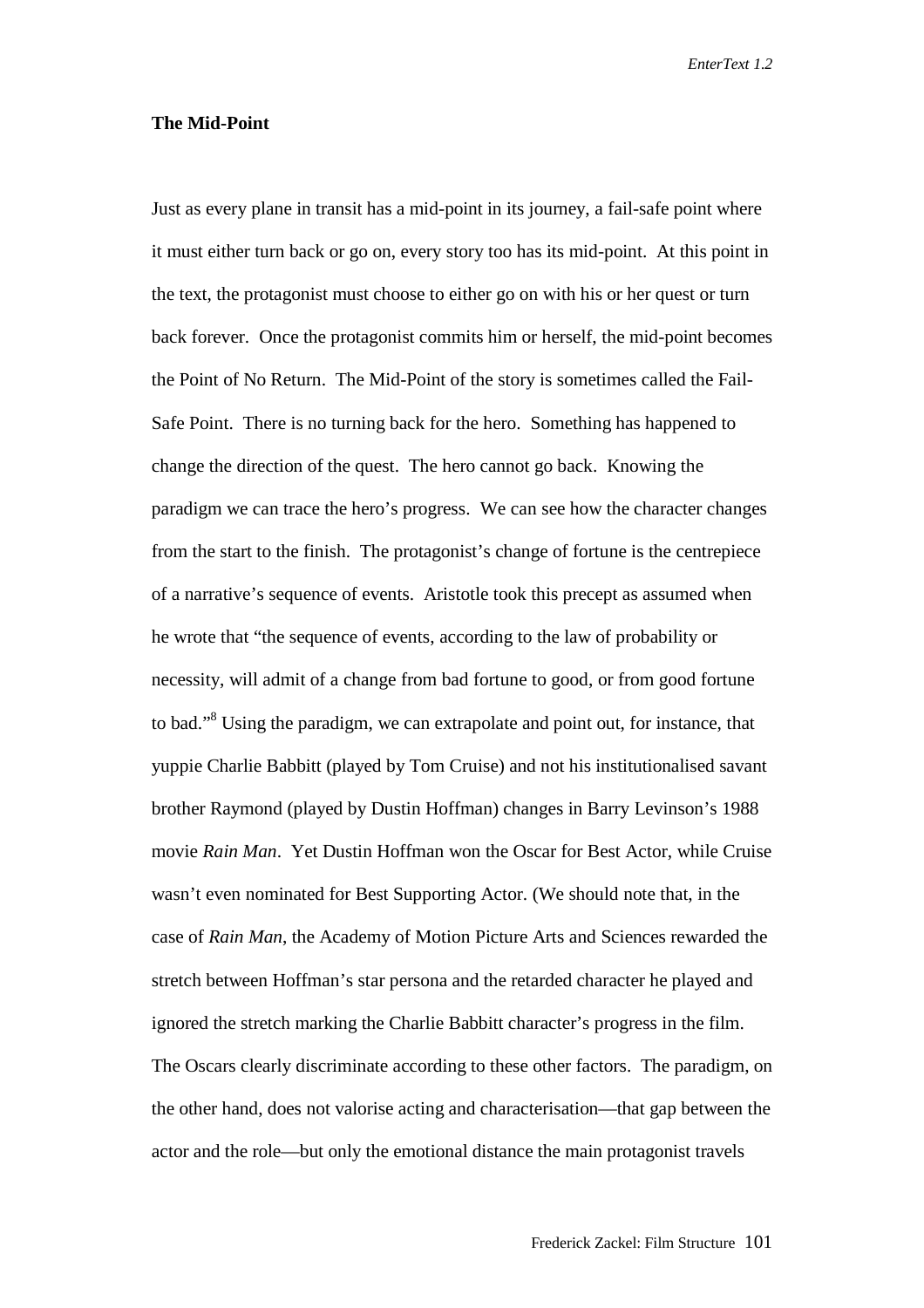### The Mid-Point

Just as every plane in transit has a mid-point in its journey, a fail-safe point where it must either turn back or go on, every story too has its mid-point. At this point in the text, the protagonist must choose to either go on with his or her quest or turn back forever. Once the protagonist commits him or herself, the mid-point becomes the Point of No Return. The Mid-Point of the story is sometimes called the Fail-Safe Point. There is no turning back for the hero. Something has happened to change the direction of the quest. The hero cannot go back. Knowing the paradigm we can trace the hero's progress. We can see how the character changes from the start to the finish. The protagonist's change of fortune is the centrepiece of a narrative's sequence of events. Aristotle took this precept as assumed when he wrote that "the sequence of events, according to the law of probability or necessity, will admit of a change from bad fortune to good, or from good fortune to bad."[8] Using the paradigm, we can extrapolate and point out, for instance, that yuppie Charlie Babbitt (played by Tom Cruise) and not his institutionalised savant brother Raymond (played by Dustin Hoffman) changes in Barry Levinson's 1988 movie *Rain Man*. Yet Dustin Hoffman won the Oscar for Best Actor, while Cruise wasn't even nominated for Best Supporting Actor. (We should note that, in the case of *Rain Man*, the Academy of Motion Picture Arts and Sciences rewarded the stretch between Hoffman's star persona and the retarded character he played and ignored the stretch marking the Charlie Babbitt character's progress in the film. The Oscars clearly discriminate according to these other factors. The paradigm, on the other hand, does not valorise acting and characterisation—that gap between the actor and the role—but only the emotional distance the main protagonist travels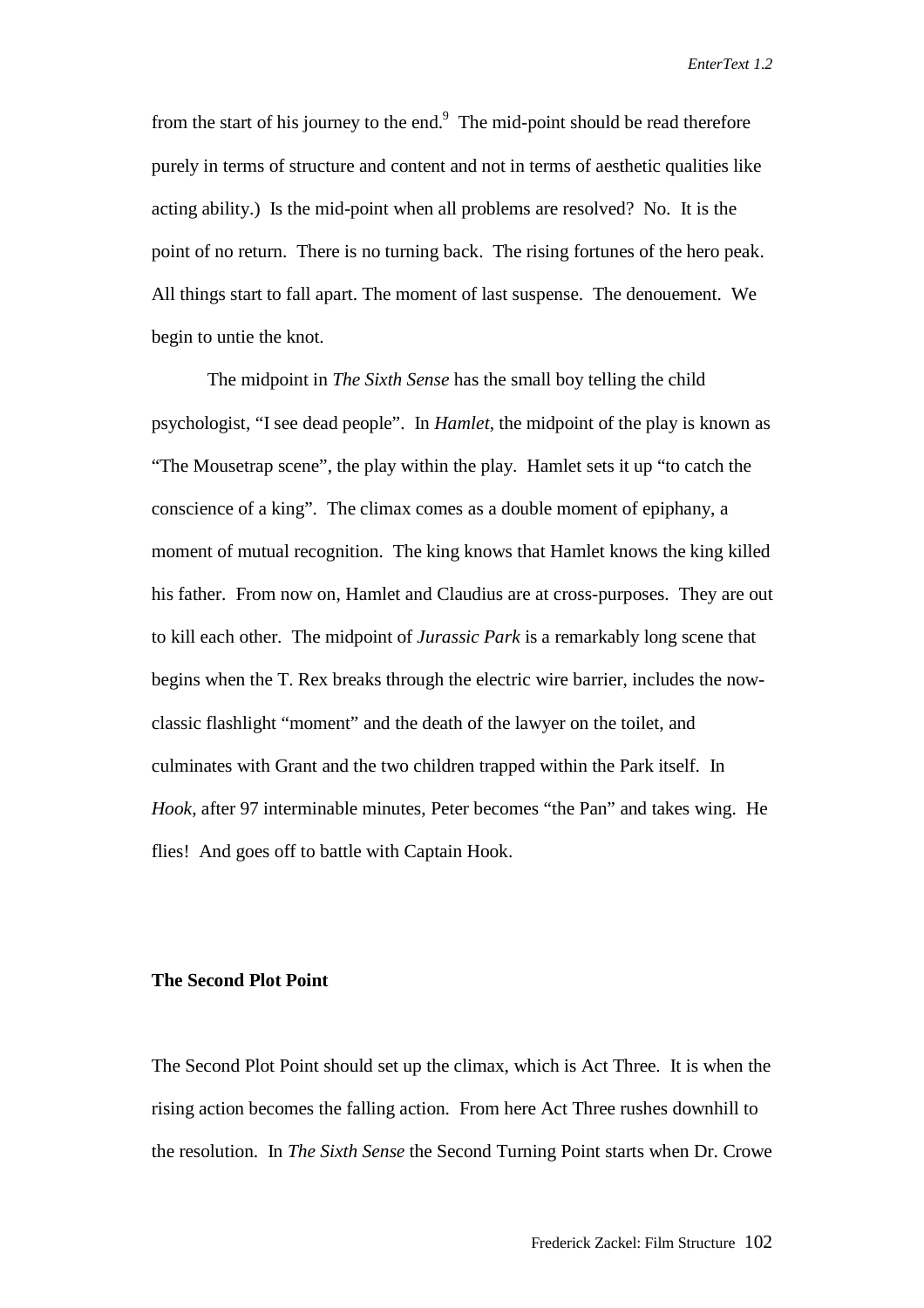from the start of his journey to the end.[9] The mid-point should be read therefore purely in terms of structure and content and not in terms of aesthetic qualities like acting ability.) Is the mid-point when all problems are resolved? No. It is the point of no return. There is no turning back. The rising fortunes of the hero peak. All things start to fall apart. The moment of last suspense. The denouement. We begin to untie the knot.

The midpoint in *The Sixth Sense* has the small boy telling the child psychologist, "I see dead people". In *Hamlet*, the midpoint of the play is known as "The Mousetrap scene", the play within the play. Hamlet sets it up "to catch the conscience of a king". The climax comes as a double moment of epiphany, a moment of mutual recognition. The king knows that Hamlet knows the king killed his father. From now on, Hamlet and Claudius are at cross-purposes. They are out to kill each other. The midpoint of *Jurassic Park* is a remarkably long scene that begins when the T. Rex breaks through the electric wire barrier, includes the now-classic flashlight "moment" and the death of the lawyer on the toilet, and culminates with Grant and the two children trapped within the Park itself. In *Hook*, after 97 interminable minutes, Peter becomes "the Pan" and takes wing. He flies! And goes off to battle with Captain Hook.

**The Second Plot Point**

The Second Plot Point should set up the climax, which is Act Three. It is when the rising action becomes the falling action. From here Act Three rushes downhill to the resolution. In *The Sixth Sense* the Second Turning Point starts when Dr. Crowe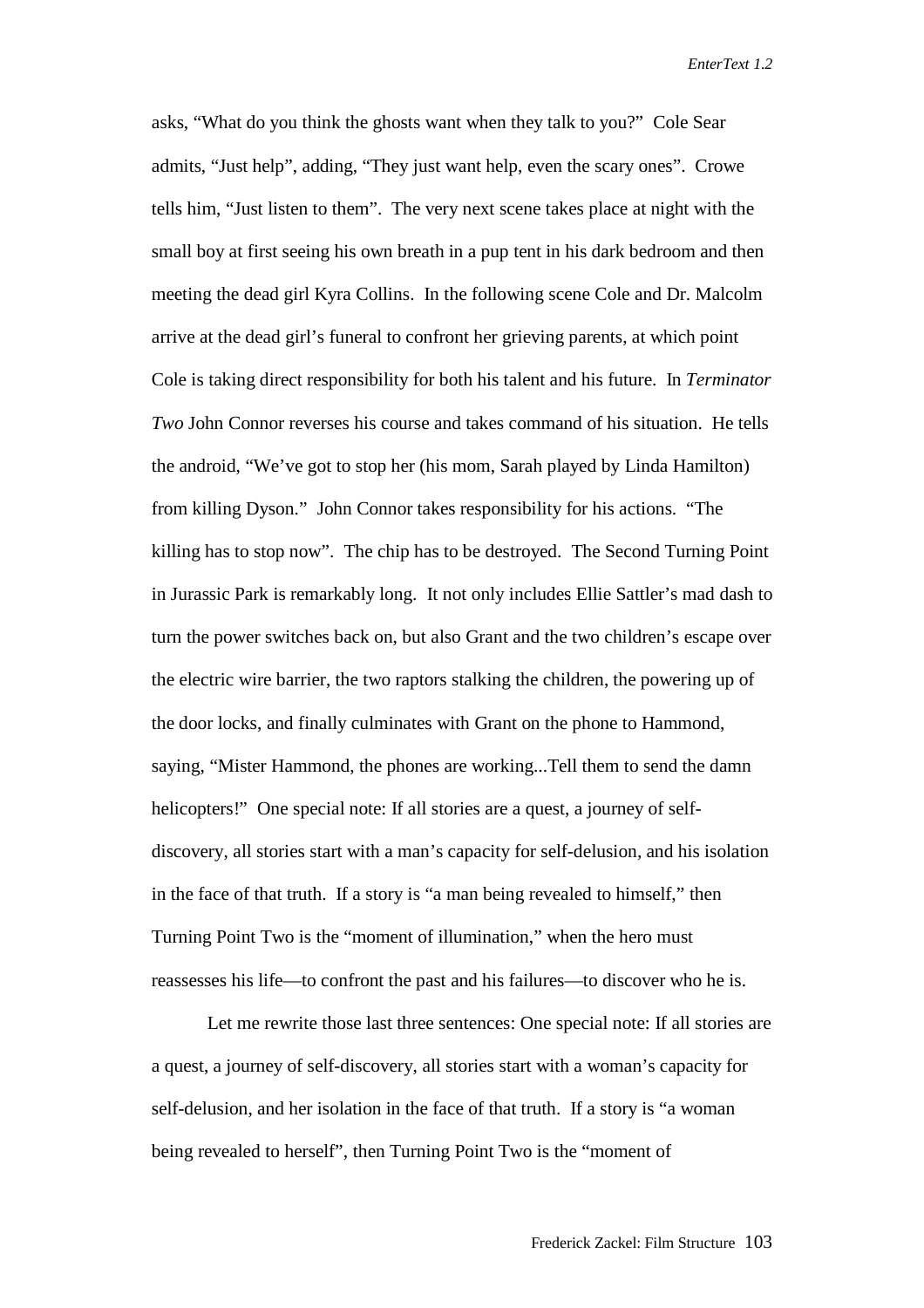asks, "What do you think the ghosts want when they talk to you?" Cole Sear admits, "Just help", adding, "They just want help, even the scary ones". Crowe tells him, "Just listen to them". The very next scene takes place at night with the small boy at first seeing his own breath in a pup tent in his dark bedroom and then meeting the dead girl Kyra Collins. In the following scene Cole and Dr. Malcolm arrive at the dead girl's funeral to confront her grieving parents, at which point Cole is taking direct responsibility for both his talent and his future. In *Terminator Two* John Connor reverses his course and takes command of his situation. He tells the android, "We've got to stop her (his mom, Sarah played by Linda Hamilton) from killing Dyson." John Connor takes responsibility for his actions. "The killing has to stop now". The chip has to be destroyed. The Second Turning Point in Jurassic Park is remarkably long. It not only includes Ellie Sattler's mad dash to turn the power switches back on, but also Grant and the two children's escape over the electric wire barrier, the two raptors stalking the children, the powering up of the door locks, and finally culminates with Grant on the phone to Hammond, saying, "Mister Hammond, the phones are working...Tell them to send the damn helicopters!" One special note: If all stories are a quest, a journey of self-discovery, all stories start with a man's capacity for self-delusion, and his isolation in the face of that truth. If a story is "a man being revealed to himself," then Turning Point Two is the "moment of illumination," when the hero must reassesses his life—to confront the past and his failures—to discover who he is.

Let me rewrite those last three sentences: One special note: If all stories are a quest, a journey of self-discovery, all stories start with a woman's capacity for self-delusion, and her isolation in the face of that truth. If a story is "a woman being revealed to herself", then Turning Point Two is the "moment of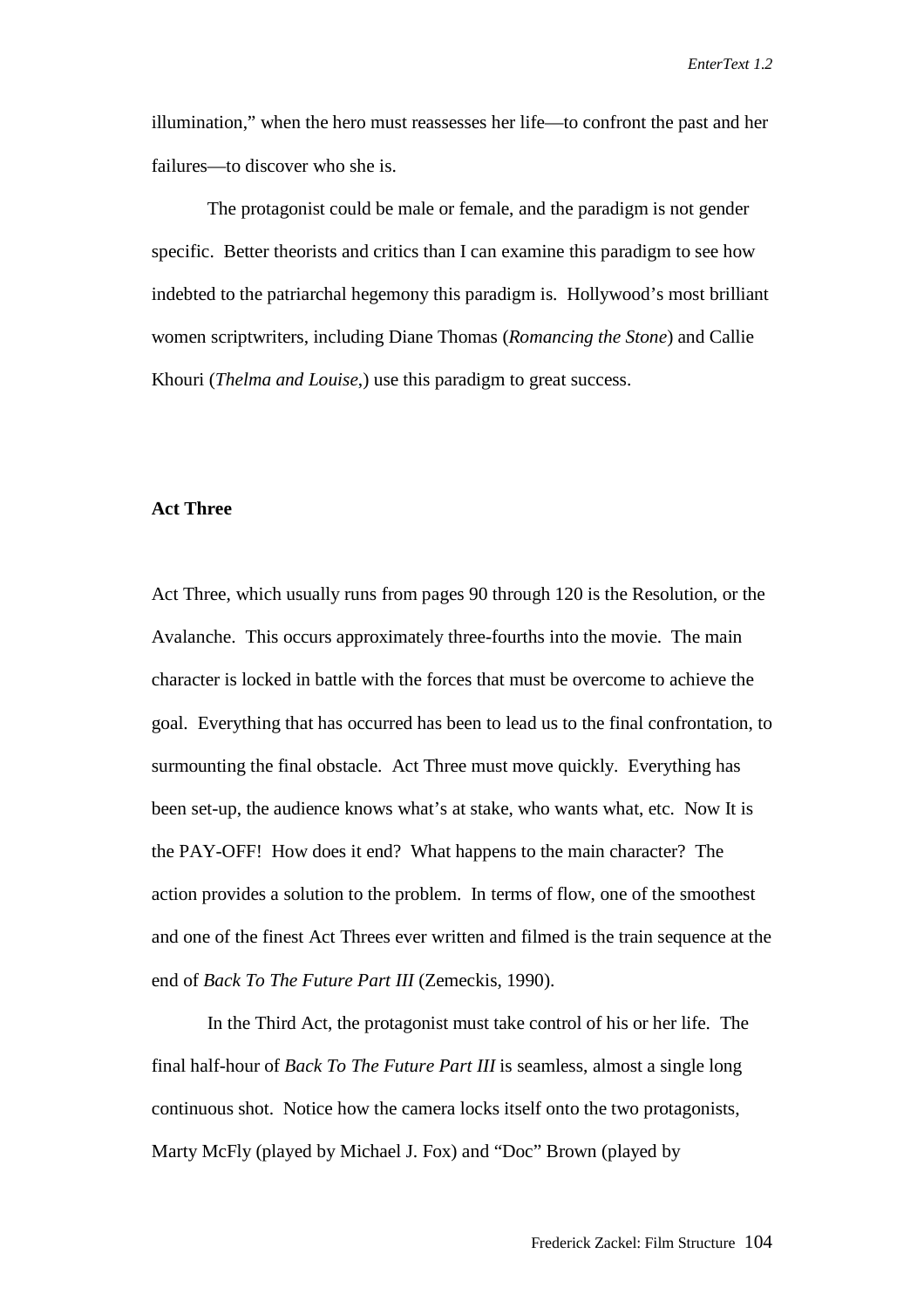illumination," when the hero must reassesses her life—to confront the past and her failures—to discover who she is.

The protagonist could be male or female, and the paradigm is not gender specific. Better theorists and critics than I can examine this paradigm to see how indebted to the patriarchal hegemony this paradigm is. Hollywood's most brilliant women scriptwriters, including Diane Thomas (*Romancing the Stone*) and Callie Khouri (*Thelma and Louise,*) use this paradigm to great success.

**Act Three**

Act Three, which usually runs from pages 90 through 120 is the Resolution, or the Avalanche. This occurs approximately three-fourths into the movie. The main character is locked in battle with the forces that must be overcome to achieve the goal. Everything that has occurred has been to lead us to the final confrontation, to surmounting the final obstacle. Act Three must move quickly. Everything has been set-up, the audience knows what's at stake, who wants what, etc. Now It is the PAY-OFF! How does it end? What happens to the main character? The action provides a solution to the problem. In terms of flow, one of the smoothest and one of the finest Act Threes ever written and filmed is the train sequence at the end of *Back To The Future Part III* (Zemeckis, 1990).

In the Third Act, the protagonist must take control of his or her life. The final half-hour of *Back To The Future Part III* is seamless, almost a single long continuous shot. Notice how the camera locks itself onto the two protagonists, Marty McFly (played by Michael J. Fox) and "Doc" Brown (played by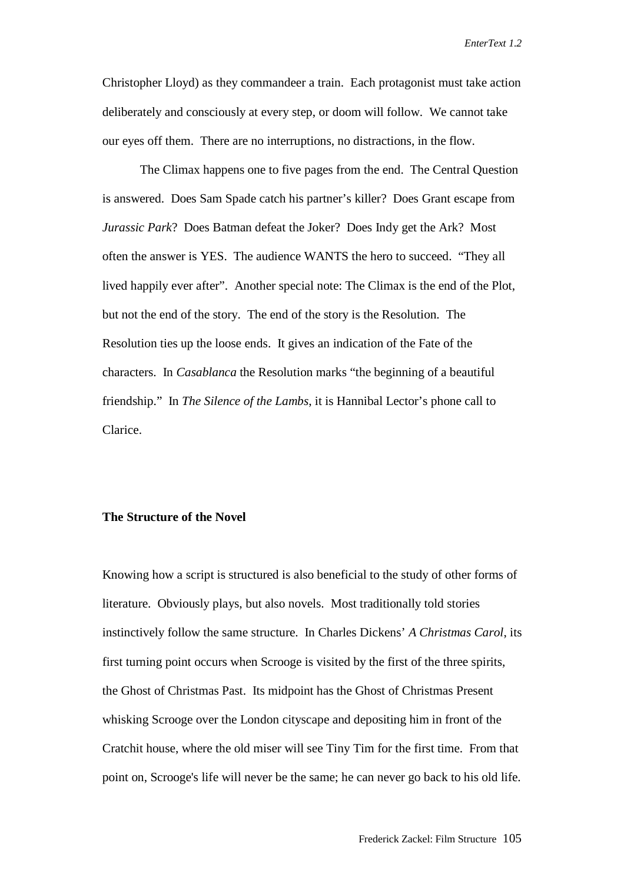Christopher Lloyd) as they commandeer a train. Each protagonist must take action deliberately and consciously at every step, or doom will follow. We cannot take our eyes off them. There are no interruptions, no distractions, in the flow.

The Climax happens one to five pages from the end. The Central Question is answered. Does Sam Spade catch his partner's killer? Does Grant escape from *Jurassic Park*? Does Batman defeat the Joker? Does Indy get the Ark? Most often the answer is YES. The audience WANTS the hero to succeed. "They all lived happily ever after". Another special note: The Climax is the end of the Plot, but not the end of the story. The end of the story is the Resolution. The Resolution ties up the loose ends. It gives an indication of the Fate of the characters. In *Casablanca* the Resolution marks "the beginning of a beautiful friendship." In *The Silence of the Lambs*, it is Hannibal Lector's phone call to Clarice.

**The Structure of the Novel**

Knowing how a script is structured is also beneficial to the study of other forms of literature. Obviously plays, but also novels. Most traditionally told stories instinctively follow the same structure. In Charles Dickens' *A Christmas Carol*, its first turning point occurs when Scrooge is visited by the first of the three spirits, the Ghost of Christmas Past. Its midpoint has the Ghost of Christmas Present whisking Scrooge over the London cityscape and depositing him in front of the Cratchit house, where the old miser will see Tiny Tim for the first time. From that point on, Scrooge's life will never be the same; he can never go back to his old life.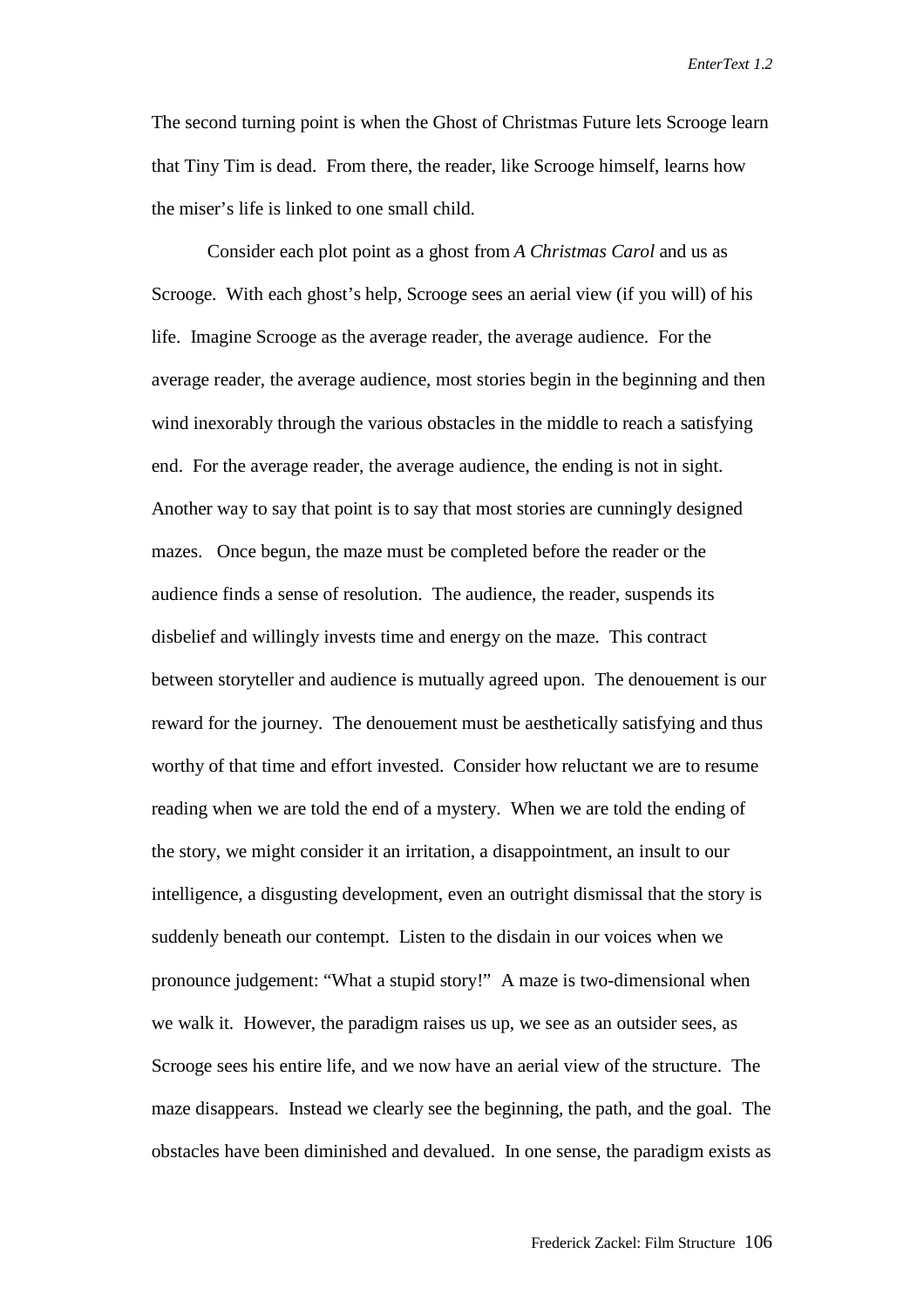The second turning point is when the Ghost of Christmas Future lets Scrooge learn that Tiny Tim is dead. From there, the reader, like Scrooge himself, learns how the miser's life is linked to one small child.

Consider each plot point as a ghost from *A Christmas Carol* and us as Scrooge. With each ghost's help, Scrooge sees an aerial view (if you will) of his life. Imagine Scrooge as the average reader, the average audience. For the average reader, the average audience, most stories begin in the beginning and then wind inexorably through the various obstacles in the middle to reach a satisfying end. For the average reader, the average audience, the ending is not in sight. Another way to say that point is to say that most stories are cunningly designed mazes. Once begun, the maze must be completed before the reader or the audience finds a sense of resolution. The audience, the reader, suspends its disbelief and willingly invests time and energy on the maze. This contract between storyteller and audience is mutually agreed upon. The denouement is our reward for the journey. The denouement must be aesthetically satisfying and thus worthy of that time and effort invested. Consider how reluctant we are to resume reading when we are told the end of a mystery. When we are told the ending of the story, we might consider it an irritation, a disappointment, an insult to our intelligence, a disgusting development, even an outright dismissal that the story is suddenly beneath our contempt. Listen to the disdain in our voices when we pronounce judgement: "What a stupid story!" A maze is two-dimensional when we walk it. However, the paradigm raises us up, we see as an outsider sees, as Scrooge sees his entire life, and we now have an aerial view of the structure. The maze disappears. Instead we clearly see the beginning, the path, and the goal. The obstacles have been diminished and devalued. In one sense, the paradigm exists as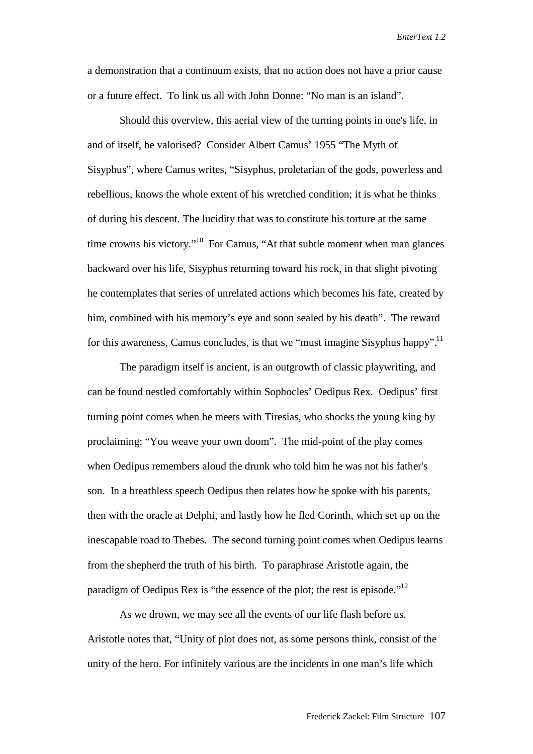a demonstration that a continuum exists, that no action does not have a prior cause or a future effect. To link us all with John Donne: "No man is an island".

Should this overview, this aerial view of the turning points in one's life, in and of itself, be valorised? Consider Albert Camus' 1955 "The Myth of Sisyphus", where Camus writes, "Sisyphus, proletarian of the gods, powerless and rebellious, knows the whole extent of his wretched condition; it is what he thinks of during his descent. The lucidity that was to constitute his torture at the same time crowns his victory."[10] For Camus, "At that subtle moment when man glances backward over his life, Sisyphus returning toward his rock, in that slight pivoting he contemplates that series of unrelated actions which becomes his fate, created by him, combined with his memory's eye and soon sealed by his death". The reward for this awareness, Camus concludes, is that we "must imagine Sisyphus happy".[11]

The paradigm itself is ancient, is an outgrowth of classic playwriting, and can be found nestled comfortably within Sophocles' Oedipus Rex. Oedipus' first turning point comes when he meets with Tiresias, who shocks the young king by proclaiming: "You weave your own doom". The mid-point of the play comes when Oedipus remembers aloud the drunk who told him he was not his father's son. In a breathless speech Oedipus then relates how he spoke with his parents, then with the oracle at Delphi, and lastly how he fled Corinth, which set up on the inescapable road to Thebes. The second turning point comes when Oedipus learns from the shepherd the truth of his birth. To paraphrase Aristotle again, the paradigm of Oedipus Rex is "the essence of the plot; the rest is episode."[12]

As we drown, we may see all the events of our life flash before us. Aristotle notes that, "Unity of plot does not, as some persons think, consist of the unity of the hero. For infinitely various are the incidents in one man's life which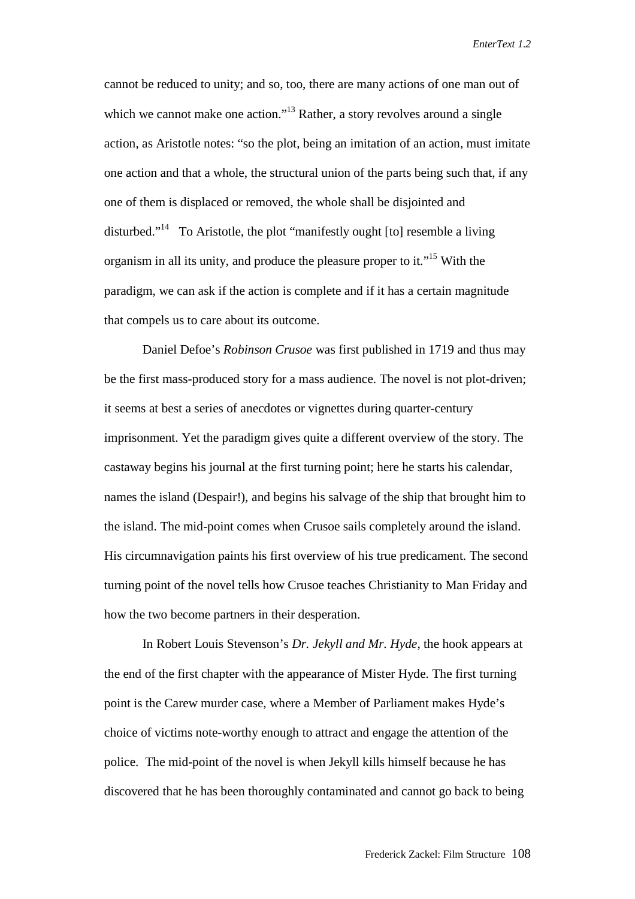cannot be reduced to unity; and so, too, there are many actions of one man out of which we cannot make one action."[13] Rather, a story revolves around a single action, as Aristotle notes: "so the plot, being an imitation of an action, must imitate one action and that a whole, the structural union of the parts being such that, if any one of them is displaced or removed, the whole shall be disjointed and disturbed."[14] To Aristotle, the plot "manifestly ought [to] resemble a living organism in all its unity, and produce the pleasure proper to it."[15] With the paradigm, we can ask if the action is complete and if it has a certain magnitude that compels us to care about its outcome.

Daniel Defoe's *Robinson Crusoe* was first published in 1719 and thus may be the first mass-produced story for a mass audience. The novel is not plot-driven; it seems at best a series of anecdotes or vignettes during quarter-century imprisonment. Yet the paradigm gives quite a different overview of the story. The castaway begins his journal at the first turning point; here he starts his calendar, names the island (Despair!), and begins his salvage of the ship that brought him to the island. The mid-point comes when Crusoe sails completely around the island. His circumnavigation paints his first overview of his true predicament. The second turning point of the novel tells how Crusoe teaches Christianity to Man Friday and how the two become partners in their desperation.

In Robert Louis Stevenson's *Dr. Jekyll and Mr. Hyde*, the hook appears at the end of the first chapter with the appearance of Mister Hyde. The first turning point is the Carew murder case, where a Member of Parliament makes Hyde's choice of victims note-worthy enough to attract and engage the attention of the police. The mid-point of the novel is when Jekyll kills himself because he has discovered that he has been thoroughly contaminated and cannot go back to being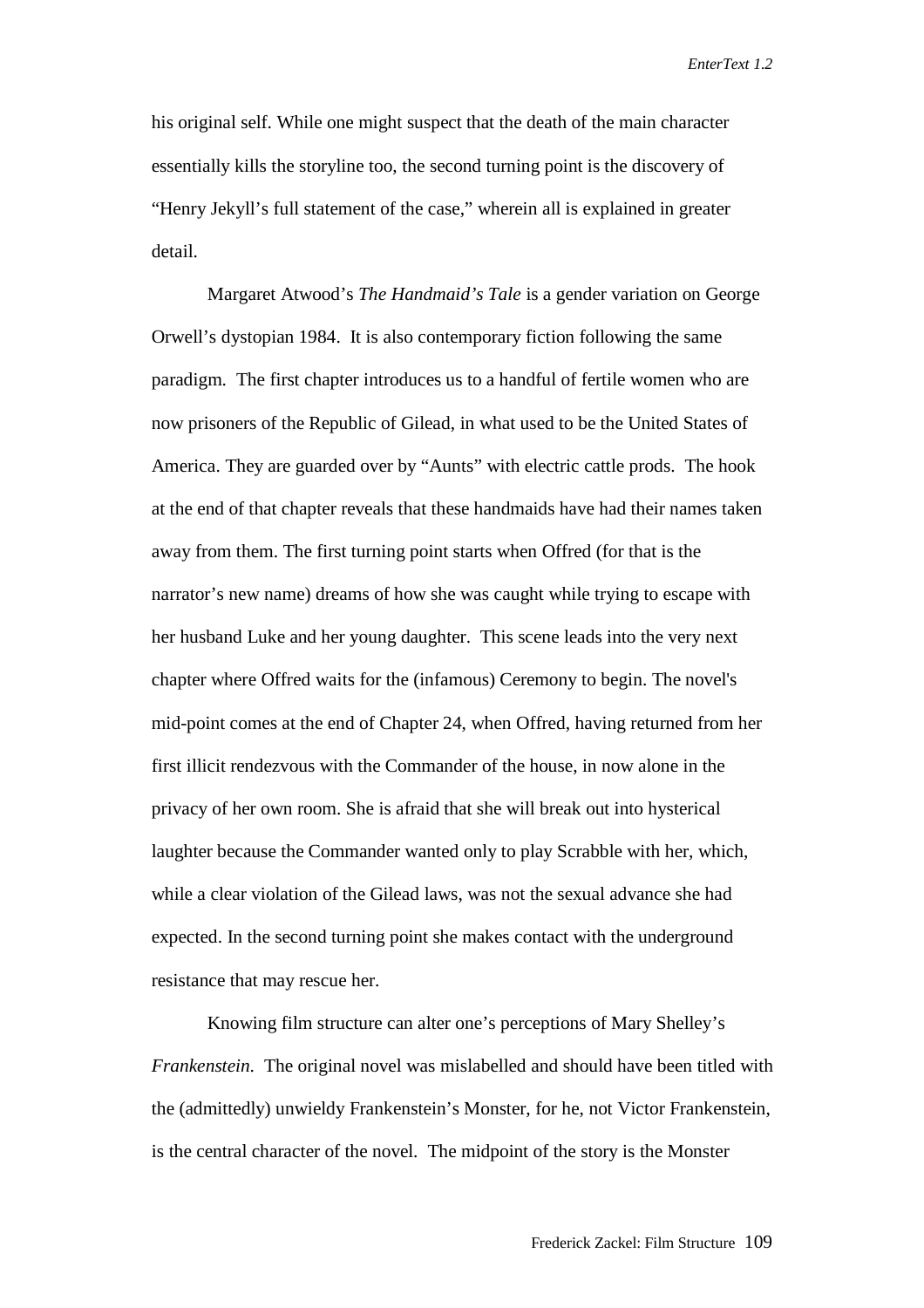his original self. While one might suspect that the death of the main character essentially kills the storyline too, the second turning point is the discovery of "Henry Jekyll's full statement of the case," wherein all is explained in greater detail.

Margaret Atwood's *The Handmaid's Tale* is a gender variation on George Orwell's dystopian 1984. It is also contemporary fiction following the same paradigm. The first chapter introduces us to a handful of fertile women who are now prisoners of the Republic of Gilead, in what used to be the United States of America. They are guarded over by "Aunts" with electric cattle prods. The hook at the end of that chapter reveals that these handmaids have had their names taken away from them. The first turning point starts when Offred (for that is the narrator's new name) dreams of how she was caught while trying to escape with her husband Luke and her young daughter. This scene leads into the very next chapter where Offred waits for the (infamous) Ceremony to begin. The novel's mid-point comes at the end of Chapter 24, when Offred, having returned from her first illicit rendezvous with the Commander of the house, in now alone in the privacy of her own room. She is afraid that she will break out into hysterical laughter because the Commander wanted only to play Scrabble with her, which, while a clear violation of the Gilead laws, was not the sexual advance she had expected. In the second turning point she makes contact with the underground resistance that may rescue her.

Knowing film structure can alter one's perceptions of Mary Shelley's *Frankenstein*. The original novel was mislabelled and should have been titled with the (admittedly) unwieldy Frankenstein's Monster, for he, not Victor Frankenstein, is the central character of the novel. The midpoint of the story is the Monster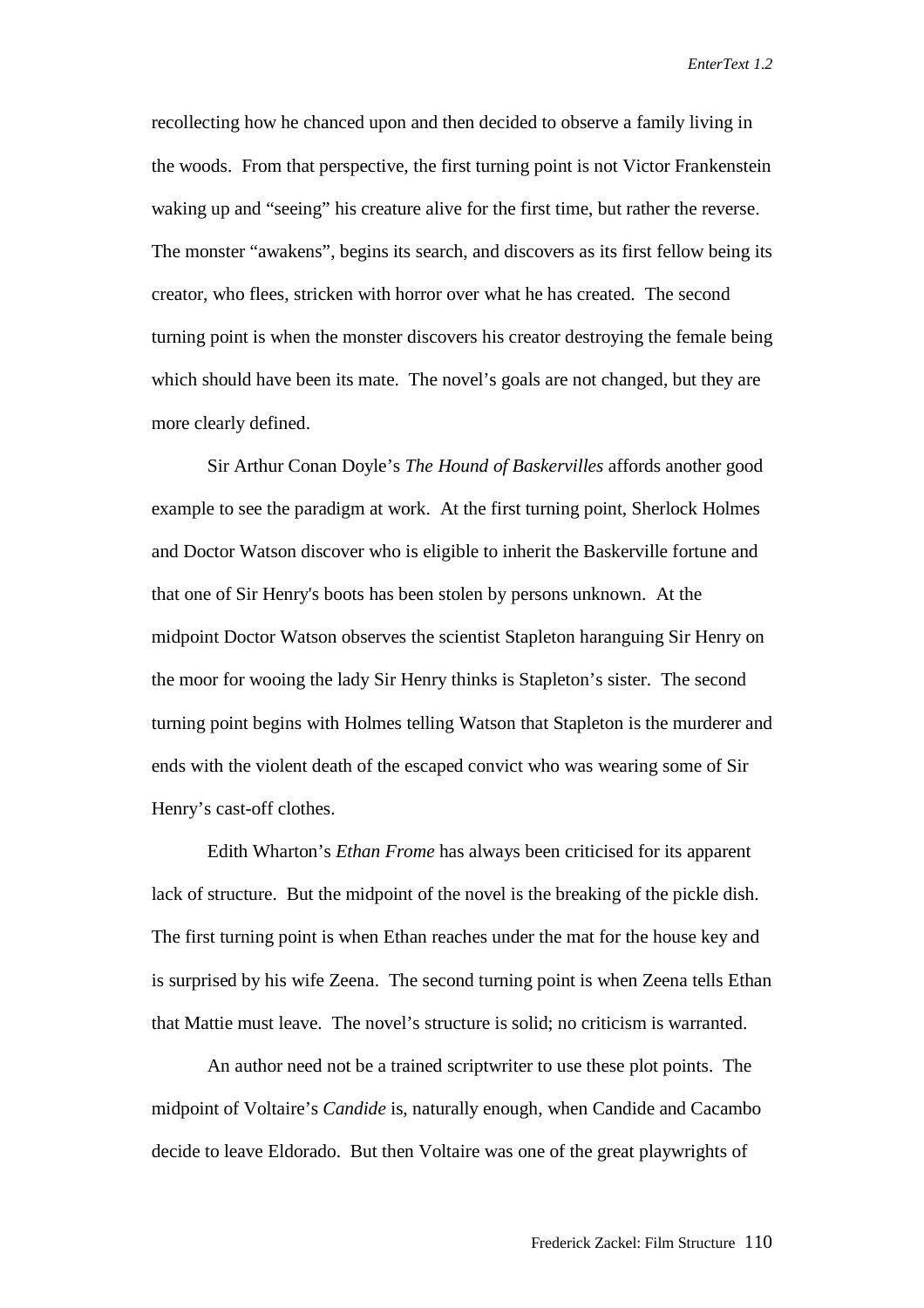recollecting how he chanced upon and then decided to observe a family living in the woods. From that perspective, the first turning point is not Victor Frankenstein waking up and "seeing" his creature alive for the first time, but rather the reverse. The monster "awakens", begins its search, and discovers as its first fellow being its creator, who flees, stricken with horror over what he has created. The second turning point is when the monster discovers his creator destroying the female being which should have been its mate. The novel's goals are not changed, but they are more clearly defined.

Sir Arthur Conan Doyle's *The Hound of Baskervilles* affords another good example to see the paradigm at work. At the first turning point, Sherlock Holmes and Doctor Watson discover who is eligible to inherit the Baskerville fortune and that one of Sir Henry's boots has been stolen by persons unknown. At the midpoint Doctor Watson observes the scientist Stapleton haranguing Sir Henry on the moor for wooing the lady Sir Henry thinks is Stapleton's sister. The second turning point begins with Holmes telling Watson that Stapleton is the murderer and ends with the violent death of the escaped convict who was wearing some of Sir Henry's cast-off clothes.

Edith Wharton's *Ethan Frome* has always been criticised for its apparent lack of structure. But the midpoint of the novel is the breaking of the pickle dish. The first turning point is when Ethan reaches under the mat for the house key and is surprised by his wife Zeena. The second turning point is when Zeena tells Ethan that Mattie must leave. The novel's structure is solid; no criticism is warranted.

An author need not be a trained scriptwriter to use these plot points. The midpoint of Voltaire's *Candide* is, naturally enough, when Candide and Cacambo decide to leave Eldorado. But then Voltaire was one of the great playwrights of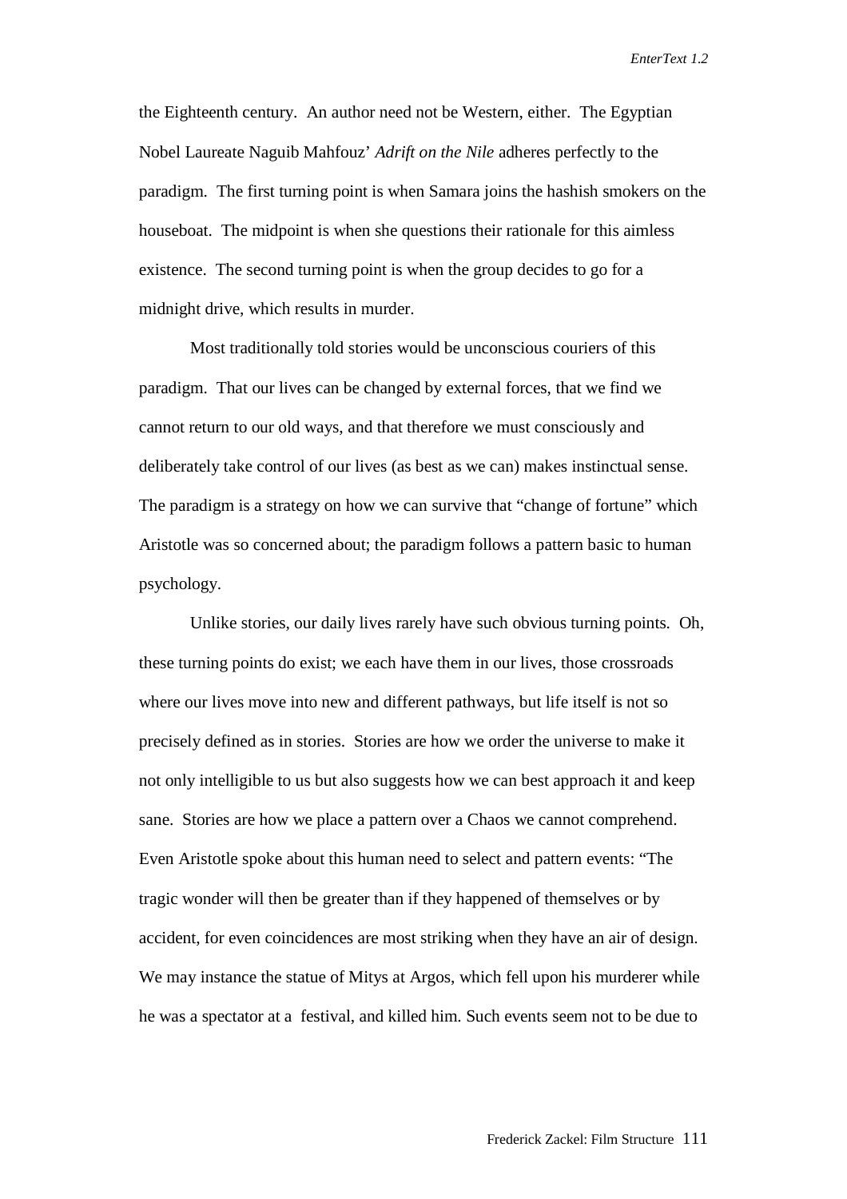the Eighteenth century. An author need not be Western, either. The Egyptian Nobel Laureate Naguib Mahfouz' *Adrift on the Nile* adheres perfectly to the paradigm. The first turning point is when Samara joins the hashish smokers on the houseboat. The midpoint is when she questions their rationale for this aimless existence. The second turning point is when the group decides to go for a midnight drive, which results in murder.

Most traditionally told stories would be unconscious couriers of this paradigm. That our lives can be changed by external forces, that we find we cannot return to our old ways, and that therefore we must consciously and deliberately take control of our lives (as best as we can) makes instinctual sense. The paradigm is a strategy on how we can survive that "change of fortune" which Aristotle was so concerned about; the paradigm follows a pattern basic to human psychology.

Unlike stories, our daily lives rarely have such obvious turning points. Oh, these turning points do exist; we each have them in our lives, those crossroads where our lives move into new and different pathways, but life itself is not so precisely defined as in stories. Stories are how we order the universe to make it not only intelligible to us but also suggests how we can best approach it and keep sane. Stories are how we place a pattern over a Chaos we cannot comprehend. Even Aristotle spoke about this human need to select and pattern events: "The tragic wonder will then be greater than if they happened of themselves or by accident, for even coincidences are most striking when they have an air of design. We may instance the statue of Mitys at Argos, which fell upon his murderer while he was a spectator at a festival, and killed him. Such events seem not to be due to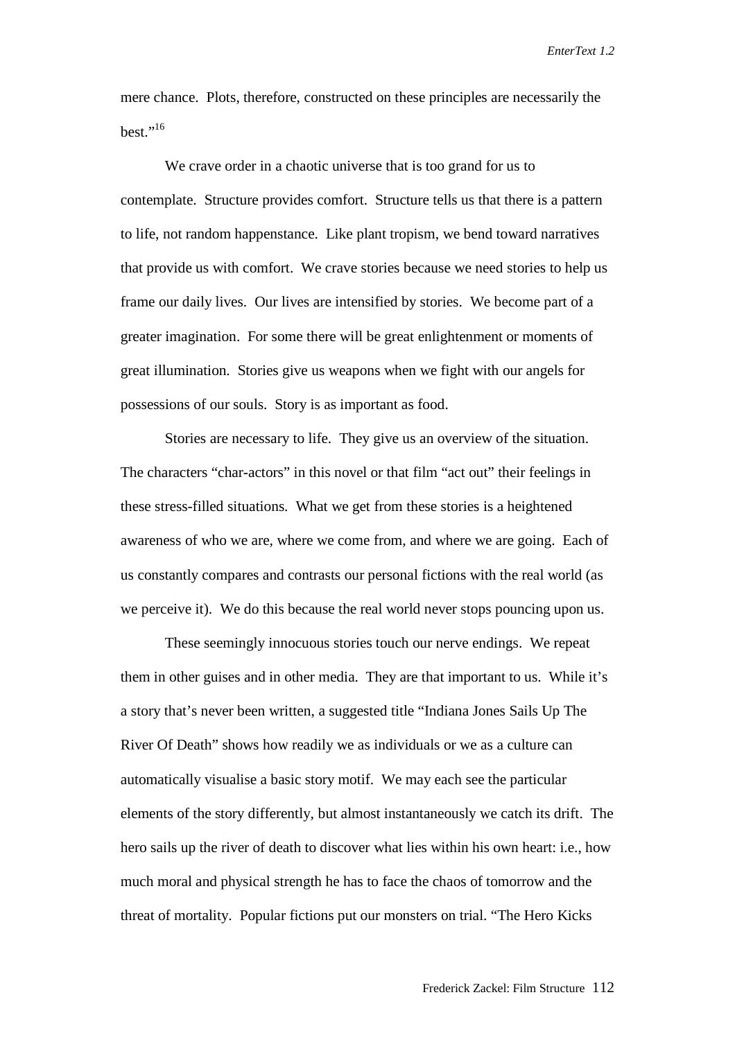mere chance. Plots, therefore, constructed on these principles are necessarily the best."[16]

We crave order in a chaotic universe that is too grand for us to contemplate. Structure provides comfort. Structure tells us that there is a pattern to life, not random happenstance. Like plant tropism, we bend toward narratives that provide us with comfort. We crave stories because we need stories to help us frame our daily lives. Our lives are intensified by stories. We become part of a greater imagination. For some there will be great enlightenment or moments of great illumination. Stories give us weapons when we fight with our angels for possessions of our souls. Story is as important as food.

Stories are necessary to life. They give us an overview of the situation. The characters "char-actors" in this novel or that film "act out" their feelings in these stress-filled situations. What we get from these stories is a heightened awareness of who we are, where we come from, and where we are going. Each of us constantly compares and contrasts our personal fictions with the real world (as we perceive it). We do this because the real world never stops pouncing upon us.

These seemingly innocuous stories touch our nerve endings. We repeat them in other guises and in other media. They are that important to us. While it's a story that's never been written, a suggested title "Indiana Jones Sails Up The River Of Death" shows how readily we as individuals or we as a culture can automatically visualise a basic story motif. We may each see the particular elements of the story differently, but almost instantaneously we catch its drift. The hero sails up the river of death to discover what lies within his own heart: i.e., how much moral and physical strength he has to face the chaos of tomorrow and the threat of mortality. Popular fictions put our monsters on trial. "The Hero Kicks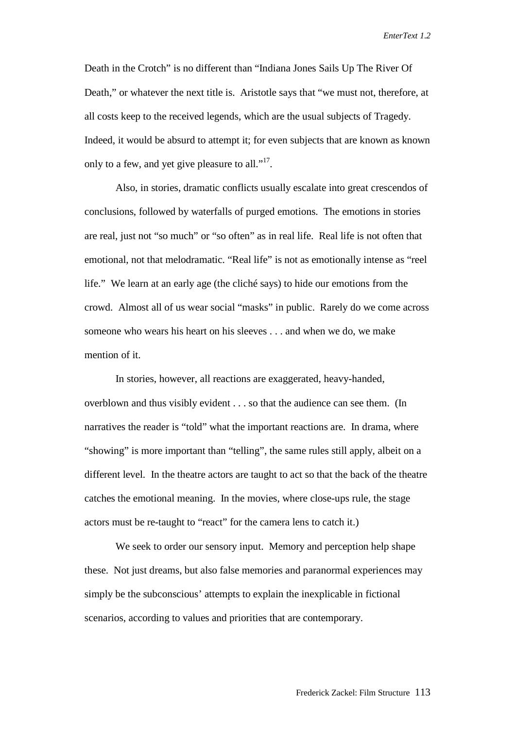Death in the Crotch" is no different than "Indiana Jones Sails Up The River Of Death," or whatever the next title is. Aristotle says that "we must not, therefore, at all costs keep to the received legends, which are the usual subjects of Tragedy. Indeed, it would be absurd to attempt it; for even subjects that are known as known only to a few, and yet give pleasure to all."[17].

Also, in stories, dramatic conflicts usually escalate into great crescendos of conclusions, followed by waterfalls of purged emotions. The emotions in stories are real, just not "so much" or "so often" as in real life. Real life is not often that emotional, not that melodramatic. "Real life" is not as emotionally intense as "reel life." We learn at an early age (the cliché says) to hide our emotions from the crowd. Almost all of us wear social "masks" in public. Rarely do we come across someone who wears his heart on his sleeves . . . and when we do, we make mention of it.

In stories, however, all reactions are exaggerated, heavy-handed, overblown and thus visibly evident . . . so that the audience can see them. (In narratives the reader is "told" what the important reactions are. In drama, where "showing" is more important than "telling", the same rules still apply, albeit on a different level. In the theatre actors are taught to act so that the back of the theatre catches the emotional meaning. In the movies, where close-ups rule, the stage actors must be re-taught to "react" for the camera lens to catch it.)

We seek to order our sensory input. Memory and perception help shape these. Not just dreams, but also false memories and paranormal experiences may simply be the subconscious' attempts to explain the inexplicable in fictional scenarios, according to values and priorities that are contemporary.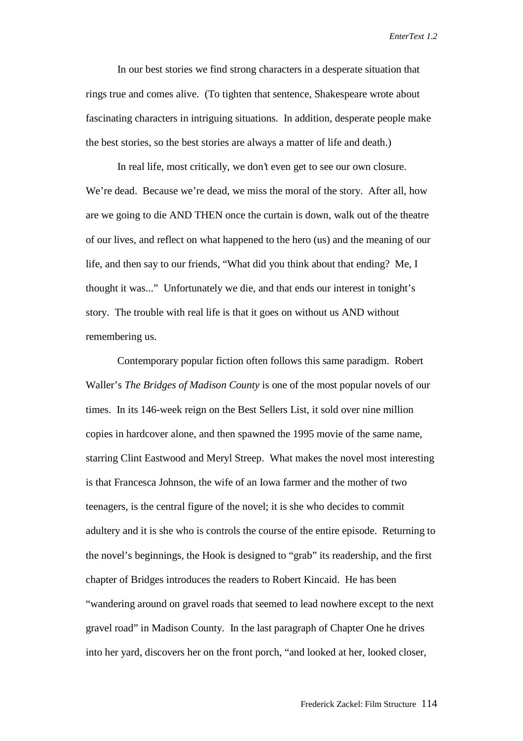In our best stories we find strong characters in a desperate situation that rings true and comes alive. (To tighten that sentence, Shakespeare wrote about fascinating characters in intriguing situations. In addition, desperate people make the best stories, so the best stories are always a matter of life and death.)

In real life, most critically, we don't even get to see our own closure. We're dead. Because we're dead, we miss the moral of the story. After all, how are we going to die AND THEN once the curtain is down, walk out of the theatre of our lives, and reflect on what happened to the hero (us) and the meaning of our life, and then say to our friends, "What did you think about that ending? Me, I thought it was..." Unfortunately we die, and that ends our interest in tonight's story. The trouble with real life is that it goes on without us AND without remembering us.

Contemporary popular fiction often follows this same paradigm. Robert Waller's *The Bridges of Madison County* is one of the most popular novels of our times. In its 146-week reign on the Best Sellers List, it sold over nine million copies in hardcover alone, and then spawned the 1995 movie of the same name, starring Clint Eastwood and Meryl Streep. What makes the novel most interesting is that Francesca Johnson, the wife of an Iowa farmer and the mother of two teenagers, is the central figure of the novel; it is she who decides to commit adultery and it is she who is controls the course of the entire episode. Returning to the novel's beginnings, the Hook is designed to "grab" its readership, and the first chapter of Bridges introduces the readers to Robert Kincaid. He has been "wandering around on gravel roads that seemed to lead nowhere except to the next gravel road" in Madison County. In the last paragraph of Chapter One he drives into her yard, discovers her on the front porch, "and looked at her, looked closer,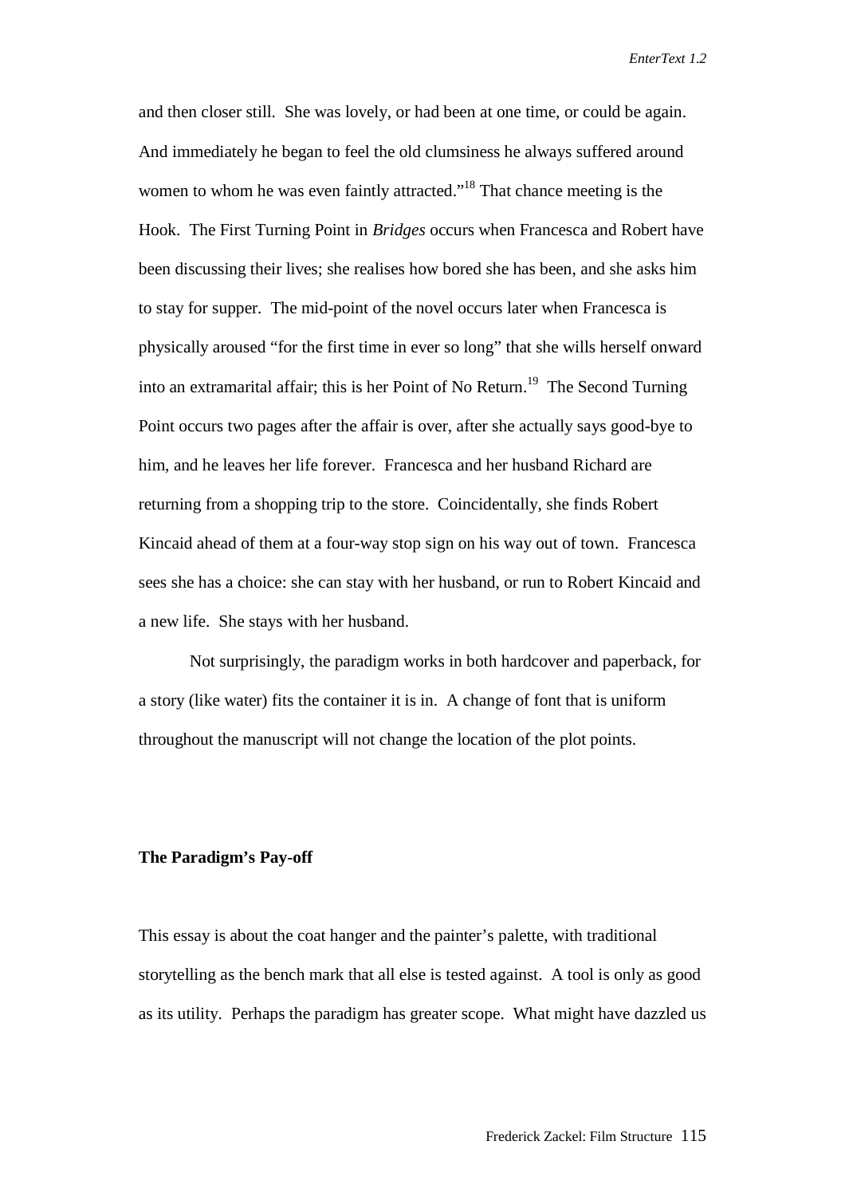and then closer still. She was lovely, or had been at one time, or could be again. And immediately he began to feel the old clumsiness he always suffered around women to whom he was even faintly attracted."[18] That chance meeting is the Hook. The First Turning Point in *Bridges* occurs when Francesca and Robert have been discussing their lives; she realises how bored she has been, and she asks him to stay for supper. The mid-point of the novel occurs later when Francesca is physically aroused "for the first time in ever so long" that she wills herself onward into an extramarital affair; this is her Point of No Return.[19] The Second Turning Point occurs two pages after the affair is over, after she actually says good-bye to him, and he leaves her life forever. Francesca and her husband Richard are returning from a shopping trip to the store. Coincidentally, she finds Robert Kincaid ahead of them at a four-way stop sign on his way out of town. Francesca sees she has a choice: she can stay with her husband, or run to Robert Kincaid and a new life. She stays with her husband.

Not surprisingly, the paradigm works in both hardcover and paperback, for a story (like water) fits the container it is in. A change of font that is uniform throughout the manuscript will not change the location of the plot points.

**The Paradigm's Pay-off**

This essay is about the coat hanger and the painter's palette, with traditional storytelling as the bench mark that all else is tested against. A tool is only as good as its utility. Perhaps the paradigm has greater scope. What might have dazzled us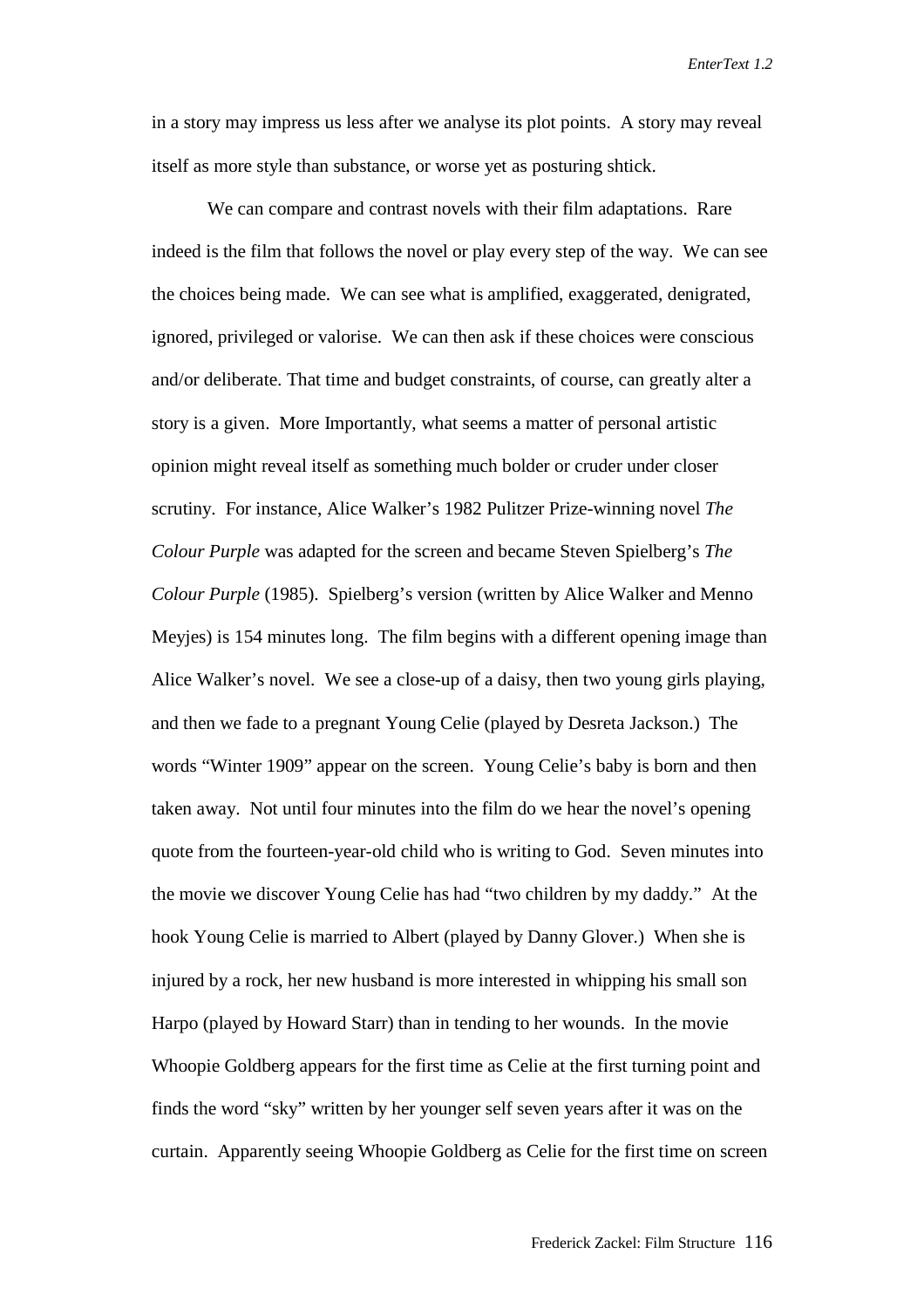in a story may impress us less after we analyse its plot points. A story may reveal itself as more style than substance, or worse yet as posturing shtick.

We can compare and contrast novels with their film adaptations. Rare indeed is the film that follows the novel or play every step of the way. We can see the choices being made. We can see what is amplified, exaggerated, denigrated, ignored, privileged or valorise. We can then ask if these choices were conscious and/or deliberate. That time and budget constraints, of course, can greatly alter a story is a given. More Importantly, what seems a matter of personal artistic opinion might reveal itself as something much bolder or cruder under closer scrutiny. For instance, Alice Walker's 1982 Pulitzer Prize-winning novel *The Colour Purple* was adapted for the screen and became Steven Spielberg's *The Colour Purple* (1985). Spielberg's version (written by Alice Walker and Menno Meyjes) is 154 minutes long. The film begins with a different opening image than Alice Walker's novel. We see a close-up of a daisy, then two young girls playing, and then we fade to a pregnant Young Celie (played by Desreta Jackson.) The words "Winter 1909" appear on the screen. Young Celie's baby is born and then taken away. Not until four minutes into the film do we hear the novel's opening quote from the fourteen-year-old child who is writing to God. Seven minutes into the movie we discover Young Celie has had "two children by my daddy." At the hook Young Celie is married to Albert (played by Danny Glover.) When she is injured by a rock, her new husband is more interested in whipping his small son Harpo (played by Howard Starr) than in tending to her wounds. In the movie Whoopie Goldberg appears for the first time as Celie at the first turning point and finds the word "sky" written by her younger self seven years after it was on the curtain. Apparently seeing Whoopie Goldberg as Celie for the first time on screen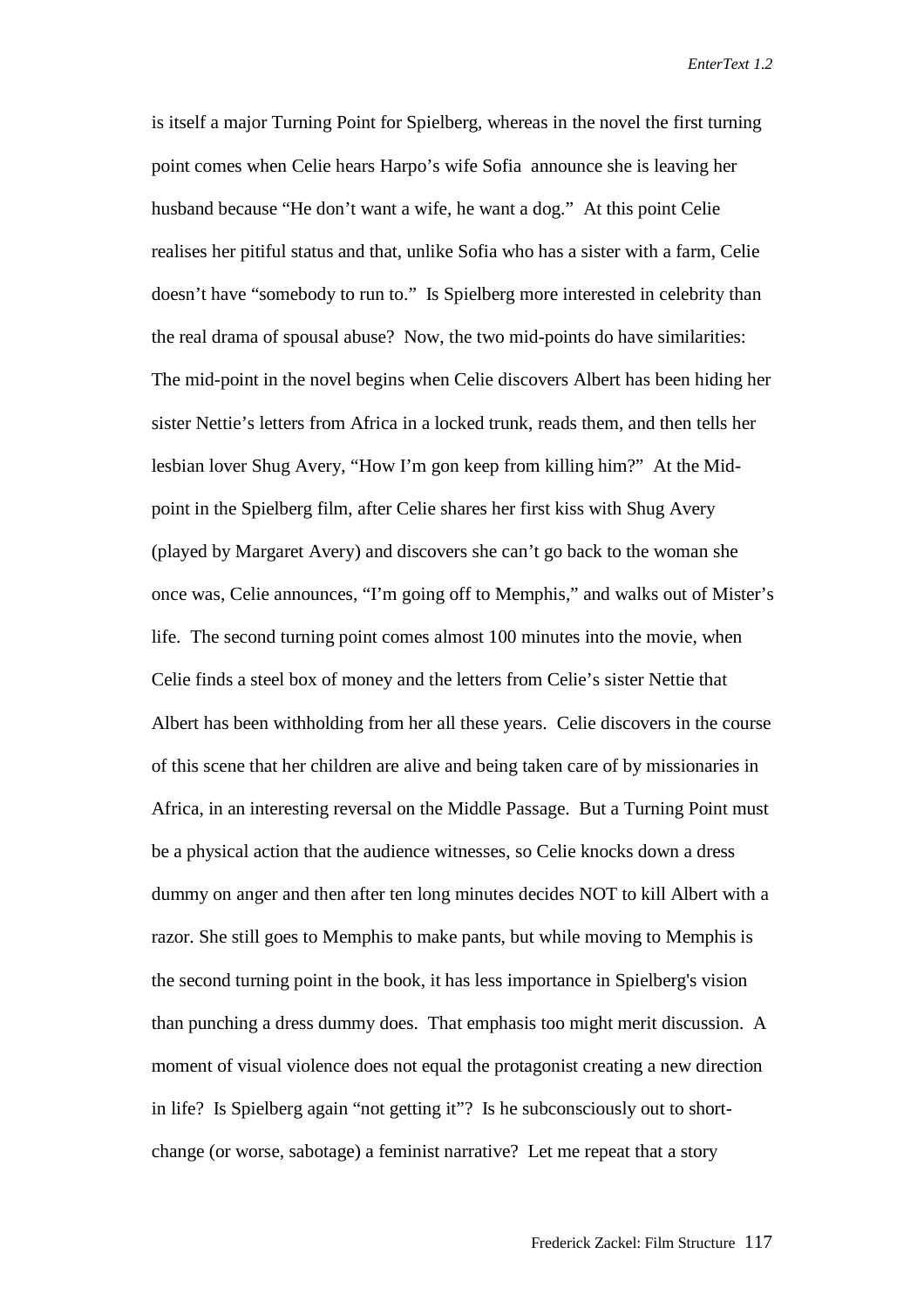is itself a major Turning Point for Spielberg, whereas in the novel the first turning point comes when Celie hears Harpo's wife Sofia announce she is leaving her husband because "He don't want a wife, he want a dog." At this point Celie realises her pitiful status and that, unlike Sofia who has a sister with a farm, Celie doesn't have "somebody to run to." Is Spielberg more interested in celebrity than the real drama of spousal abuse? Now, the two mid-points do have similarities: The mid-point in the novel begins when Celie discovers Albert has been hiding her sister Nettie's letters from Africa in a locked trunk, reads them, and then tells her lesbian lover Shug Avery, "How I'm gon keep from killing him?" At the Mid-point in the Spielberg film, after Celie shares her first kiss with Shug Avery (played by Margaret Avery) and discovers she can't go back to the woman she once was, Celie announces, "I'm going off to Memphis," and walks out of Mister's life. The second turning point comes almost 100 minutes into the movie, when Celie finds a steel box of money and the letters from Celie's sister Nettie that Albert has been withholding from her all these years. Celie discovers in the course of this scene that her children are alive and being taken care of by missionaries in Africa, in an interesting reversal on the Middle Passage. But a Turning Point must be a physical action that the audience witnesses, so Celie knocks down a dress dummy on anger and then after ten long minutes decides NOT to kill Albert with a razor. She still goes to Memphis to make pants, but while moving to Memphis is the second turning point in the book, it has less importance in Spielberg's vision than punching a dress dummy does. That emphasis too might merit discussion. A moment of visual violence does not equal the protagonist creating a new direction in life? Is Spielberg again "not getting it"? Is he subconsciously out to short-change (or worse, sabotage) a feminist narrative? Let me repeat that a story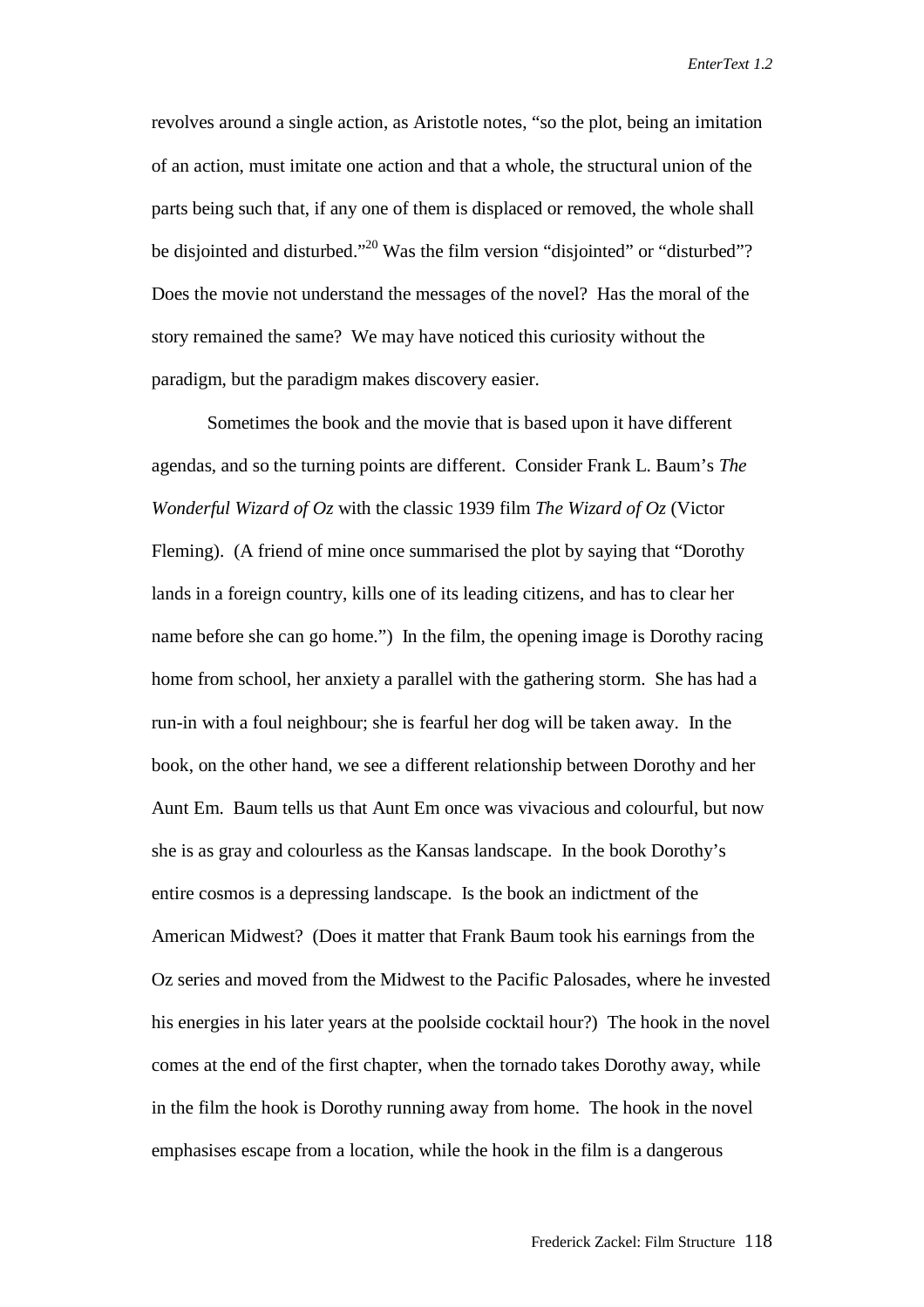revolves around a single action, as Aristotle notes, “so the plot, being an imitation of an action, must imitate one action and that a whole, the structural union of the parts being such that, if any one of them is displaced or removed, the whole shall be disjointed and disturbed.”[20] Was the film version “disjointed” or “disturbed”? Does the movie not understand the messages of the novel? Has the moral of the story remained the same? We may have noticed this curiosity without the paradigm, but the paradigm makes discovery easier.

Sometimes the book and the movie that is based upon it have different agendas, and so the turning points are different. Consider Frank L. Baum’s *The Wonderful Wizard of Oz* with the classic 1939 film *The Wizard of Oz* (Victor Fleming). (A friend of mine once summarised the plot by saying that “Dorothy lands in a foreign country, kills one of its leading citizens, and has to clear her name before she can go home.”) In the film, the opening image is Dorothy racing home from school, her anxiety a parallel with the gathering storm. She has had a run-in with a foul neighbour; she is fearful her dog will be taken away. In the book, on the other hand, we see a different relationship between Dorothy and her Aunt Em. Baum tells us that Aunt Em once was vivacious and colourful, but now she is as gray and colourless as the Kansas landscape. In the book Dorothy’s entire cosmos is a depressing landscape. Is the book an indictment of the American Midwest? (Does it matter that Frank Baum took his earnings from the Oz series and moved from the Midwest to the Pacific Palosades, where he invested his energies in his later years at the poolside cocktail hour?) The hook in the novel comes at the end of the first chapter, when the tornado takes Dorothy away, while in the film the hook is Dorothy running away from home. The hook in the novel emphasises escape from a location, while the hook in the film is a dangerous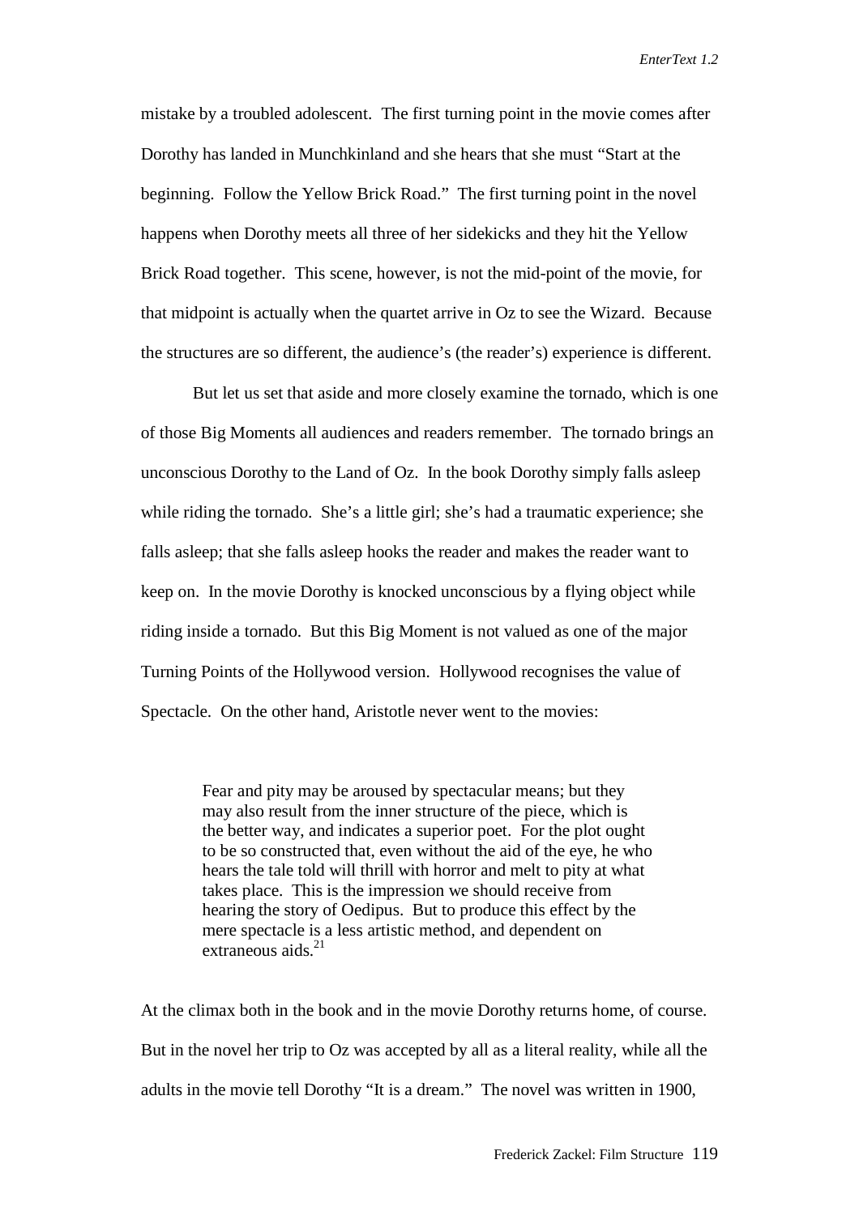mistake by a troubled adolescent. The first turning point in the movie comes after Dorothy has landed in Munchkinland and she hears that she must "Start at the beginning. Follow the Yellow Brick Road." The first turning point in the novel happens when Dorothy meets all three of her sidekicks and they hit the Yellow Brick Road together. This scene, however, is not the mid-point of the movie, for that midpoint is actually when the quartet arrive in Oz to see the Wizard. Because the structures are so different, the audience's (the reader's) experience is different.

But let us set that aside and more closely examine the tornado, which is one of those Big Moments all audiences and readers remember. The tornado brings an unconscious Dorothy to the Land of Oz. In the book Dorothy simply falls asleep while riding the tornado. She's a little girl; she's had a traumatic experience; she falls asleep; that she falls asleep hooks the reader and makes the reader want to keep on. In the movie Dorothy is knocked unconscious by a flying object while riding inside a tornado. But this Big Moment is not valued as one of the major Turning Points of the Hollywood version. Hollywood recognises the value of Spectacle. On the other hand, Aristotle never went to the movies:

> Fear and pity may be aroused by spectacular means; but they may also result from the inner structure of the piece, which is the better way, and indicates a superior poet. For the plot ought to be so constructed that, even without the aid of the eye, he who hears the tale told will thrill with horror and melt to pity at what takes place. This is the impression we should receive from hearing the story of Oedipus. But to produce this effect by the mere spectacle is a less artistic method, and dependent on extraneous aids.[21]

At the climax both in the book and in the movie Dorothy returns home, of course. But in the novel her trip to Oz was accepted by all as a literal reality, while all the adults in the movie tell Dorothy "It is a dream." The novel was written in 1900,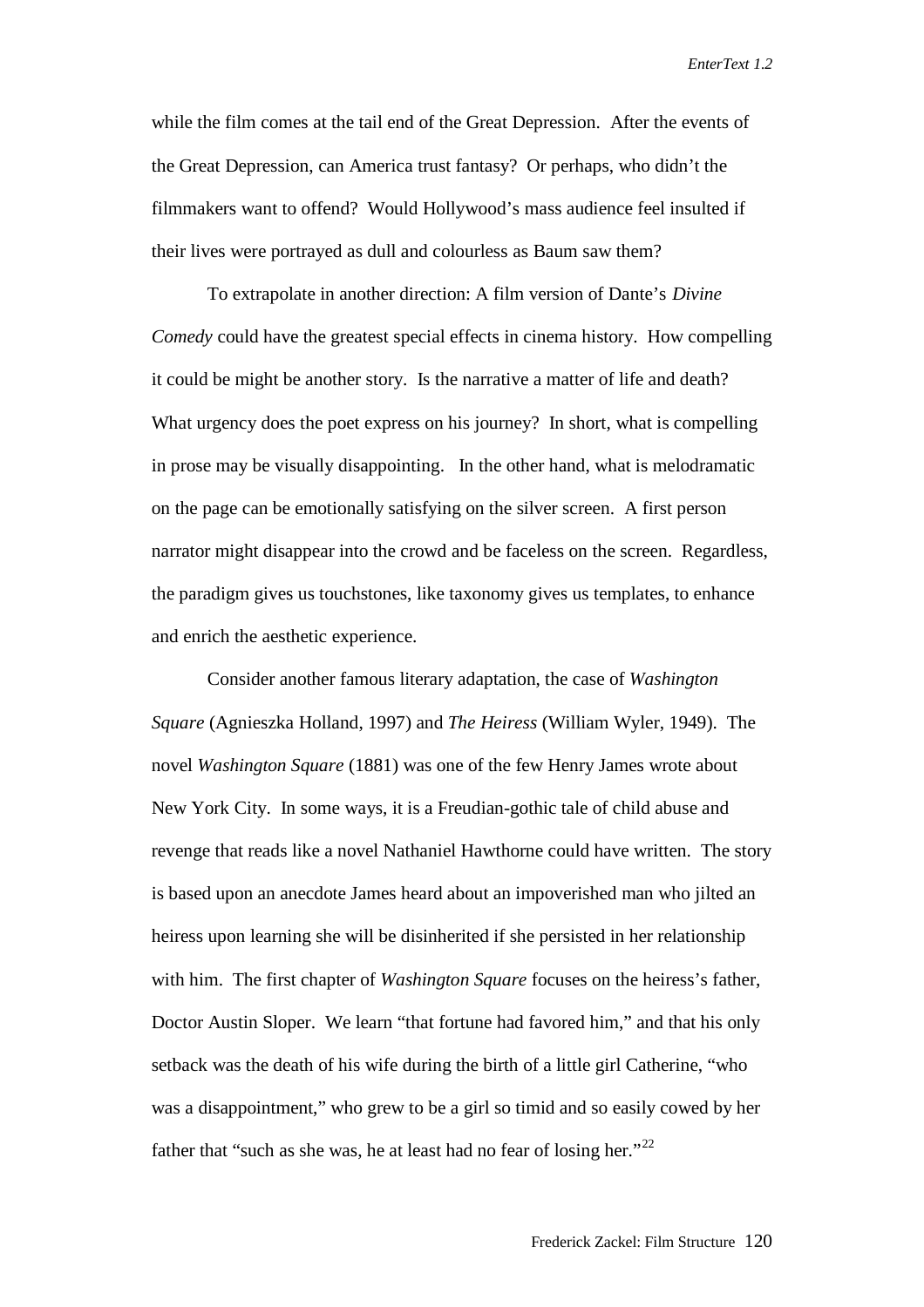while the film comes at the tail end of the Great Depression. After the events of the Great Depression, can America trust fantasy? Or perhaps, who didn't the filmmakers want to offend? Would Hollywood's mass audience feel insulted if their lives were portrayed as dull and colourless as Baum saw them?

To extrapolate in another direction: A film version of Dante's *Divine Comedy* could have the greatest special effects in cinema history. How compelling it could be might be another story. Is the narrative a matter of life and death? What urgency does the poet express on his journey? In short, what is compelling in prose may be visually disappointing. In the other hand, what is melodramatic on the page can be emotionally satisfying on the silver screen. A first person narrator might disappear into the crowd and be faceless on the screen. Regardless, the paradigm gives us touchstones, like taxonomy gives us templates, to enhance and enrich the aesthetic experience.

Consider another famous literary adaptation, the case of *Washington Square* (Agnieszka Holland, 1997) and *The Heiress* (William Wyler, 1949). The novel *Washington Square* (1881) was one of the few Henry James wrote about New York City. In some ways, it is a Freudian-gothic tale of child abuse and revenge that reads like a novel Nathaniel Hawthorne could have written. The story is based upon an anecdote James heard about an impoverished man who jilted an heiress upon learning she will be disinherited if she persisted in her relationship with him. The first chapter of *Washington Square* focuses on the heiress's father, Doctor Austin Sloper. We learn "that fortune had favored him," and that his only setback was the death of his wife during the birth of a little girl Catherine, "who was a disappointment," who grew to be a girl so timid and so easily cowed by her father that "such as she was, he at least had no fear of losing her."[22]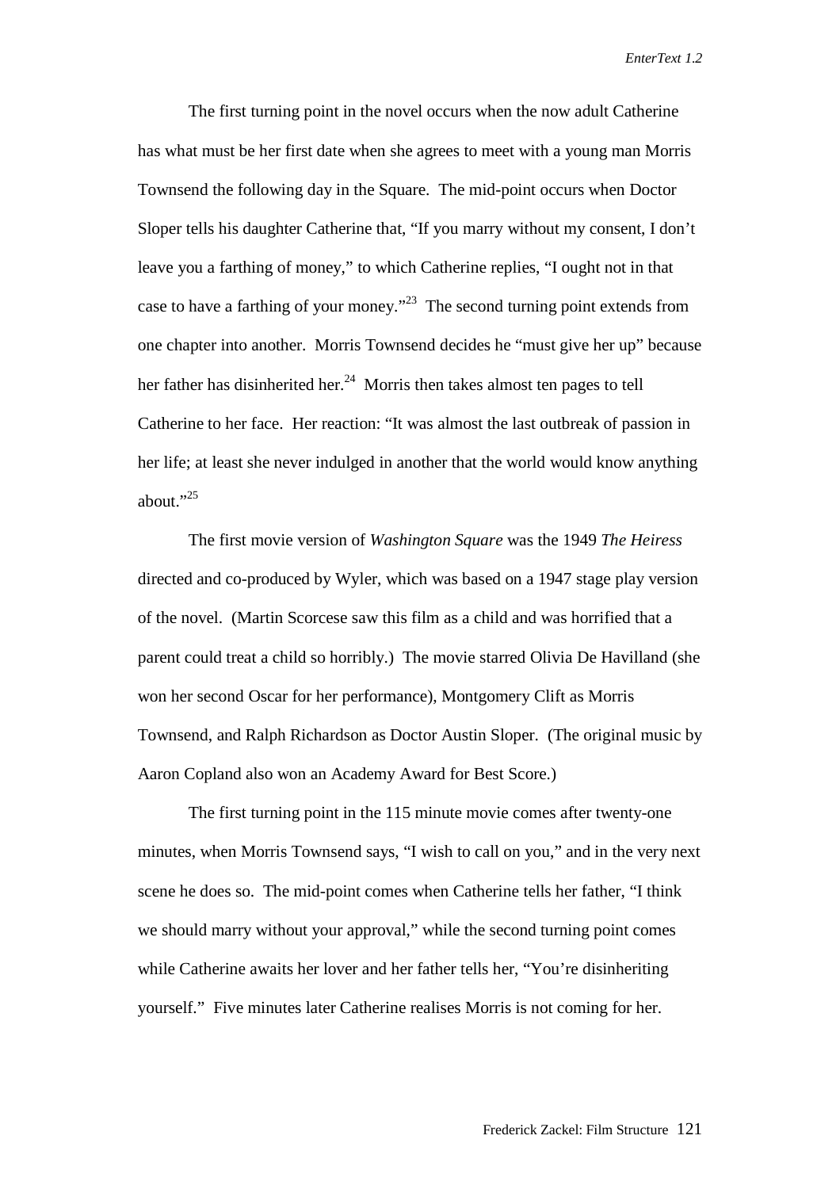The first turning point in the novel occurs when the now adult Catherine has what must be her first date when she agrees to meet with a young man Morris Townsend the following day in the Square. The mid-point occurs when Doctor Sloper tells his daughter Catherine that, "If you marry without my consent, I don't leave you a farthing of money," to which Catherine replies, "I ought not in that case to have a farthing of your money."[23] The second turning point extends from one chapter into another. Morris Townsend decides he "must give her up" because her father has disinherited her.[24] Morris then takes almost ten pages to tell Catherine to her face. Her reaction: "It was almost the last outbreak of passion in her life; at least she never indulged in another that the world would know anything about."[25]

The first movie version of *Washington Square* was the 1949 *The Heiress* directed and co-produced by Wyler, which was based on a 1947 stage play version of the novel. (Martin Scorcese saw this film as a child and was horrified that a parent could treat a child so horribly.) The movie starred Olivia De Havilland (she won her second Oscar for her performance), Montgomery Clift as Morris Townsend, and Ralph Richardson as Doctor Austin Sloper. (The original music by Aaron Copland also won an Academy Award for Best Score.)

The first turning point in the 115 minute movie comes after twenty-one minutes, when Morris Townsend says, "I wish to call on you," and in the very next scene he does so. The mid-point comes when Catherine tells her father, "I think we should marry without your approval," while the second turning point comes while Catherine awaits her lover and her father tells her, "You're disinheriting yourself." Five minutes later Catherine realises Morris is not coming for her.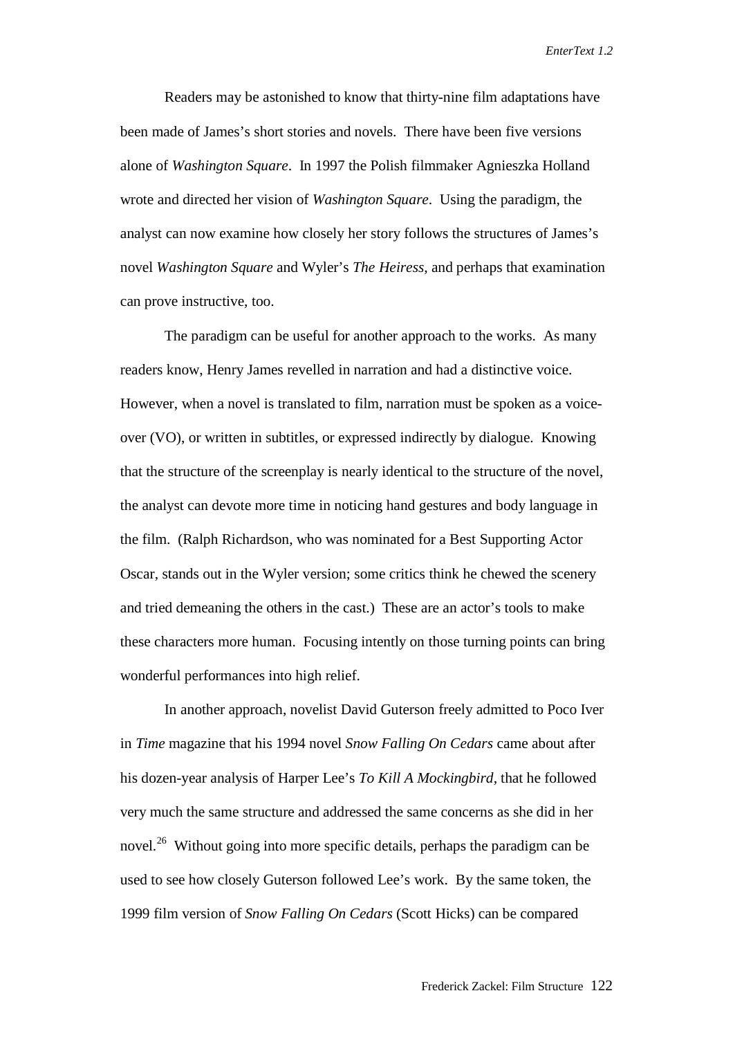Readers may be astonished to know that thirty-nine film adaptations have been made of James's short stories and novels. There have been five versions alone of *Washington Square*. In 1997 the Polish filmmaker Agnieszka Holland wrote and directed her vision of *Washington Square*. Using the paradigm, the analyst can now examine how closely her story follows the structures of James's novel *Washington Square* and Wyler's *The Heiress*, and perhaps that examination can prove instructive, too.

The paradigm can be useful for another approach to the works. As many readers know, Henry James revelled in narration and had a distinctive voice. However, when a novel is translated to film, narration must be spoken as a voice-over (VO), or written in subtitles, or expressed indirectly by dialogue. Knowing that the structure of the screenplay is nearly identical to the structure of the novel, the analyst can devote more time in noticing hand gestures and body language in the film. (Ralph Richardson, who was nominated for a Best Supporting Actor Oscar, stands out in the Wyler version; some critics think he chewed the scenery and tried demeaning the others in the cast.) These are an actor's tools to make these characters more human. Focusing intently on those turning points can bring wonderful performances into high relief.

In another approach, novelist David Guterson freely admitted to Poco Iver in *Time* magazine that his 1994 novel *Snow Falling On Cedars* came about after his dozen-year analysis of Harper Lee's *To Kill A Mockingbird*, that he followed very much the same structure and addressed the same concerns as she did in her novel.[26] Without going into more specific details, perhaps the paradigm can be used to see how closely Guterson followed Lee's work. By the same token, the 1999 film version of *Snow Falling On Cedars* (Scott Hicks) can be compared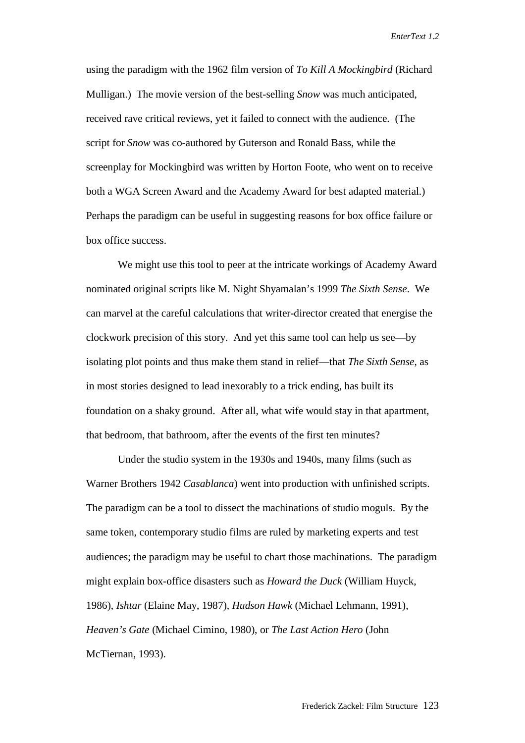using the paradigm with the 1962 film version of *To Kill A Mockingbird* (Richard Mulligan.) The movie version of the best-selling *Snow* was much anticipated, received rave critical reviews, yet it failed to connect with the audience. (The script for *Snow* was co-authored by Guterson and Ronald Bass, while the screenplay for Mockingbird was written by Horton Foote, who went on to receive both a WGA Screen Award and the Academy Award for best adapted material.) Perhaps the paradigm can be useful in suggesting reasons for box office failure or box office success.

We might use this tool to peer at the intricate workings of Academy Award nominated original scripts like M. Night Shyamalan's 1999 *The Sixth Sense*. We can marvel at the careful calculations that writer-director created that energise the clockwork precision of this story. And yet this same tool can help us see—by isolating plot points and thus make them stand in relief—that *The Sixth Sense*, as in most stories designed to lead inexorably to a trick ending, has built its foundation on a shaky ground. After all, what wife would stay in that apartment, that bedroom, that bathroom, after the events of the first ten minutes?

Under the studio system in the 1930s and 1940s, many films (such as Warner Brothers 1942 *Casablanca*) went into production with unfinished scripts. The paradigm can be a tool to dissect the machinations of studio moguls. By the same token, contemporary studio films are ruled by marketing experts and test audiences; the paradigm may be useful to chart those machinations. The paradigm might explain box-office disasters such as *Howard the Duck* (William Huyck, 1986), *Ishtar* (Elaine May, 1987), *Hudson Hawk* (Michael Lehmann, 1991), *Heaven's Gate* (Michael Cimino, 1980), or *The Last Action Hero* (John McTiernan, 1993).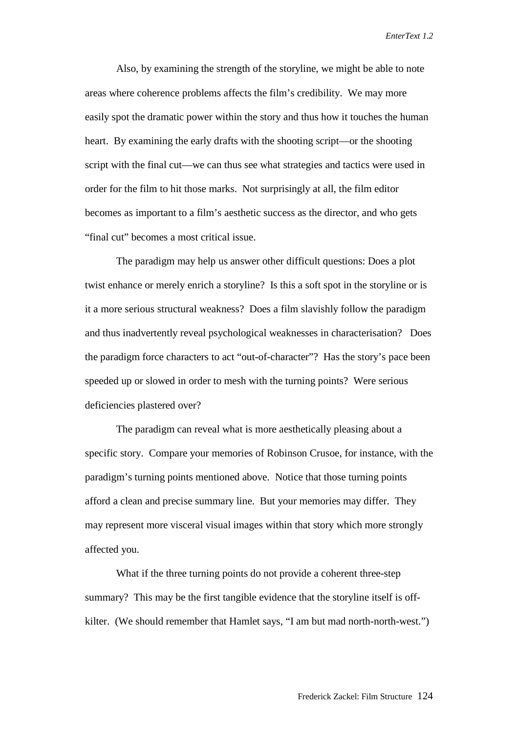Also, by examining the strength of the storyline, we might be able to note areas where coherence problems affects the film's credibility. We may more easily spot the dramatic power within the story and thus how it touches the human heart. By examining the early drafts with the shooting script—or the shooting script with the final cut—we can thus see what strategies and tactics were used in order for the film to hit those marks. Not surprisingly at all, the film editor becomes as important to a film's aesthetic success as the director, and who gets "final cut" becomes a most critical issue.

The paradigm may help us answer other difficult questions: Does a plot twist enhance or merely enrich a storyline? Is this a soft spot in the storyline or is it a more serious structural weakness? Does a film slavishly follow the paradigm and thus inadvertently reveal psychological weaknesses in characterisation? Does the paradigm force characters to act "out-of-character"? Has the story's pace been speeded up or slowed in order to mesh with the turning points? Were serious deficiencies plastered over?

The paradigm can reveal what is more aesthetically pleasing about a specific story. Compare your memories of Robinson Crusoe, for instance, with the paradigm's turning points mentioned above. Notice that those turning points afford a clean and precise summary line. But your memories may differ. They may represent more visceral visual images within that story which more strongly affected you.

What if the three turning points do not provide a coherent three-step summary? This may be the first tangible evidence that the storyline itself is off-kilter. (We should remember that Hamlet says, "I am but mad north-north-west.")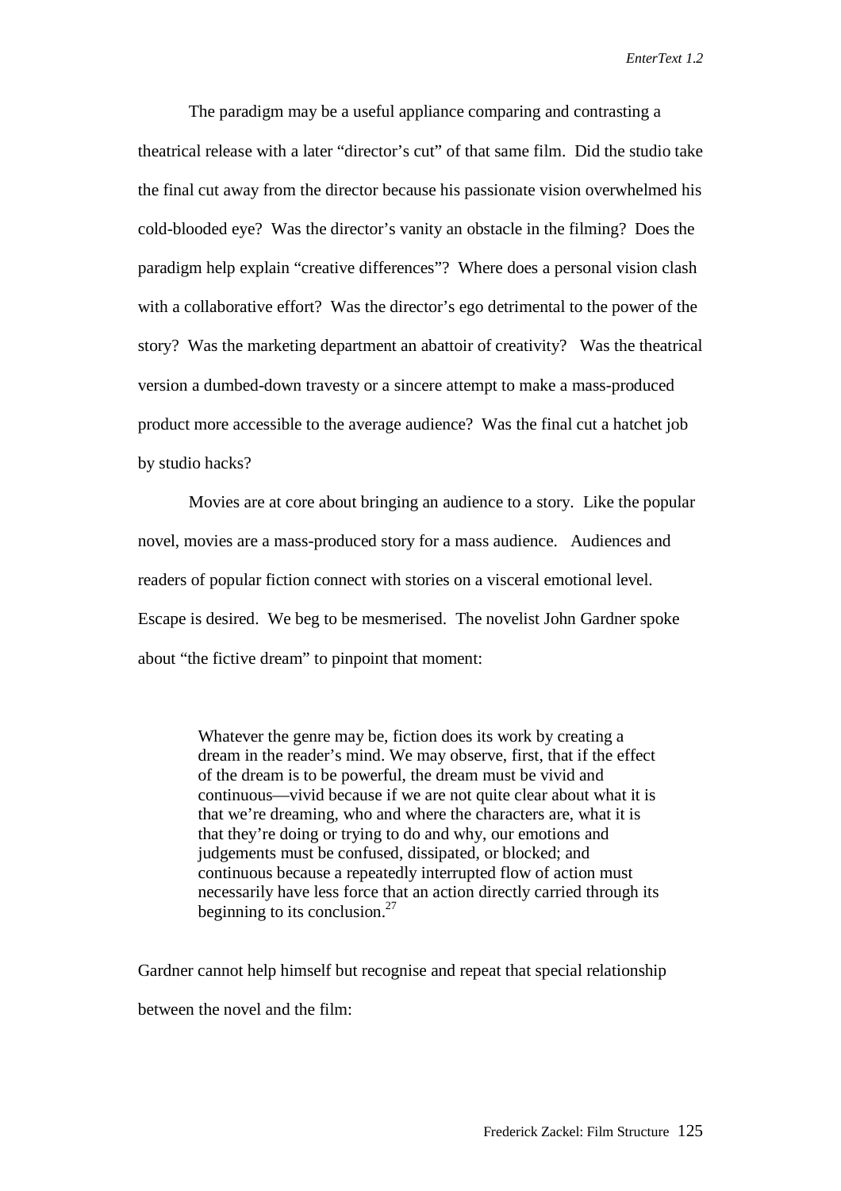The paradigm may be a useful appliance comparing and contrasting a theatrical release with a later "director's cut" of that same film. Did the studio take the final cut away from the director because his passionate vision overwhelmed his cold-blooded eye? Was the director's vanity an obstacle in the filming? Does the paradigm help explain "creative differences"? Where does a personal vision clash with a collaborative effort? Was the director's ego detrimental to the power of the story? Was the marketing department an abattoir of creativity? Was the theatrical version a dumbed-down travesty or a sincere attempt to make a mass-produced product more accessible to the average audience? Was the final cut a hatchet job by studio hacks?

Movies are at core about bringing an audience to a story. Like the popular novel, movies are a mass-produced story for a mass audience. Audiences and readers of popular fiction connect with stories on a visceral emotional level. Escape is desired. We beg to be mesmerised. The novelist John Gardner spoke about "the fictive dream" to pinpoint that moment:

> Whatever the genre may be, fiction does its work by creating a dream in the reader's mind. We may observe, first, that if the effect of the dream is to be powerful, the dream must be vivid and continuous—vivid because if we are not quite clear about what it is that we're dreaming, who and where the characters are, what it is that they're doing or trying to do and why, our emotions and judgements must be confused, dissipated, or blocked; and continuous because a repeatedly interrupted flow of action must necessarily have less force that an action directly carried through its beginning to its conclusion.[27]

Gardner cannot help himself but recognise and repeat that special relationship between the novel and the film: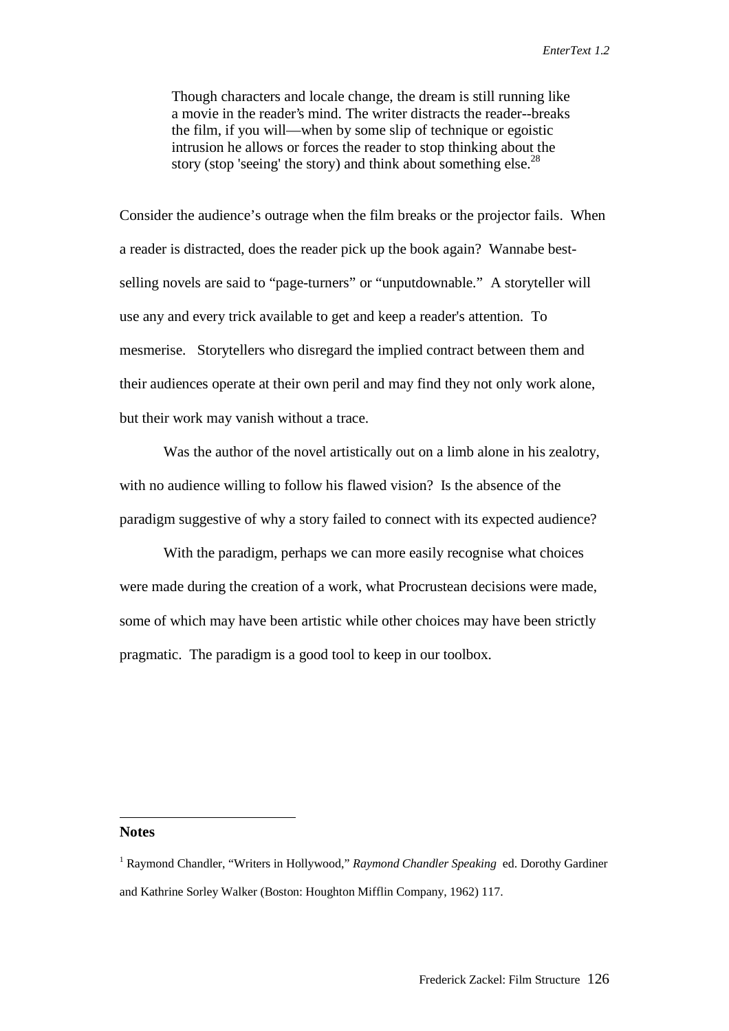> Though characters and locale change, the dream is still running like a movie in the reader's mind. The writer distracts the reader--breaks the film, if you will—when by some slip of technique or egoistic intrusion he allows or forces the reader to stop thinking about the story (stop 'seeing' the story) and think about something else.[28]

Consider the audience's outrage when the film breaks or the projector fails. When a reader is distracted, does the reader pick up the book again? Wannabe best-selling novels are said to "page-turners" or "unputdownable." A storyteller will use any and every trick available to get and keep a reader's attention. To mesmerise. Storytellers who disregard the implied contract between them and their audiences operate at their own peril and may find they not only work alone, but their work may vanish without a trace.

Was the author of the novel artistically out on a limb alone in his zealotry, with no audience willing to follow his flawed vision? Is the absence of the paradigm suggestive of why a story failed to connect with its expected audience?

With the paradigm, perhaps we can more easily recognise what choices were made during the creation of a work, what Procrustean decisions were made, some of which may have been artistic while other choices may have been strictly pragmatic. The paradigm is a good tool to keep in our toolbox.

---

**Notes**

[1] Raymond Chandler, "Writers in Hollywood," *Raymond Chandler Speaking* ed. Dorothy Gardiner and Kathrine Sorley Walker (Boston: Houghton Mifflin Company, 1962) 117.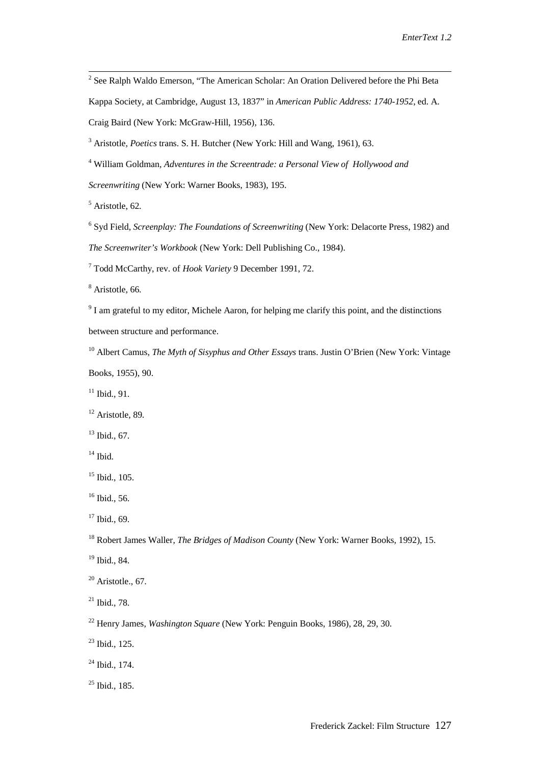[2] See Ralph Waldo Emerson, "The American Scholar: An Oration Delivered before the Phi Beta Kappa Society, at Cambridge, August 13, 1837" in *American Public Address: 1740-1952*, ed. A. Craig Baird (New York: McGraw-Hill, 1956), 136.

[3] Aristotle, *Poetics* trans. S. H. Butcher (New York: Hill and Wang, 1961), 63.

[4] William Goldman, *Adventures in the Screentrade: a Personal View of Hollywood and Screenwriting* (New York: Warner Books, 1983), 195.

[5] Aristotle, 62.

[6] Syd Field, *Screenplay: The Foundations of Screenwriting* (New York: Delacorte Press, 1982) and *The Screenwriter's Workbook* (New York: Dell Publishing Co., 1984).

[7] Todd McCarthy, rev. of *Hook Variety* 9 December 1991, 72.

[8] Aristotle, 66.

[9] I am grateful to my editor, Michele Aaron, for helping me clarify this point, and the distinctions between structure and performance.

[10] Albert Camus, *The Myth of Sisyphus and Other Essays* trans. Justin O'Brien (New York: Vintage Books, 1955), 90.

[11] Ibid., 91.

[12] Aristotle, 89.

[13] Ibid., 67.

[14] Ibid.

[15] Ibid., 105.

[16] Ibid., 56.

[17] Ibid., 69.

[18] Robert James Waller, *The Bridges of Madison County* (New York: Warner Books, 1992), 15.

[19] Ibid., 84.

[20] Aristotle., 67.

[21] Ibid., 78.

[22] Henry James, *Washington Square* (New York: Penguin Books, 1986), 28, 29, 30.

[23] Ibid., 125.

[24] Ibid., 174.

[25] Ibid., 185.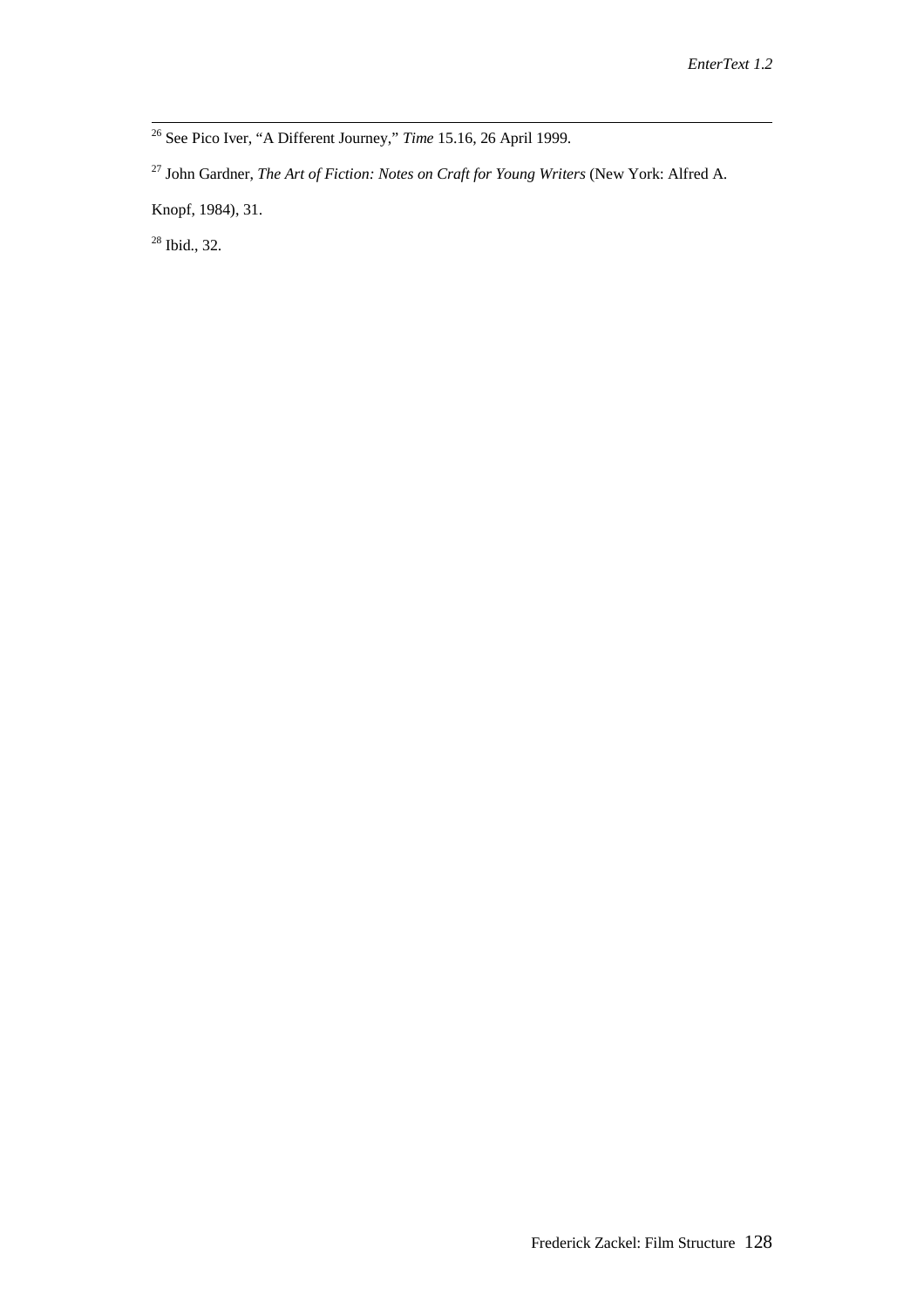[26] See Pico Iver, "A Different Journey," *Time* 15.16, 26 April 1999.

[27] John Gardner, *The Art of Fiction: Notes on Craft for Young Writers* (New York: Alfred A. Knopf, 1984), 31.

[28] Ibid., 32.